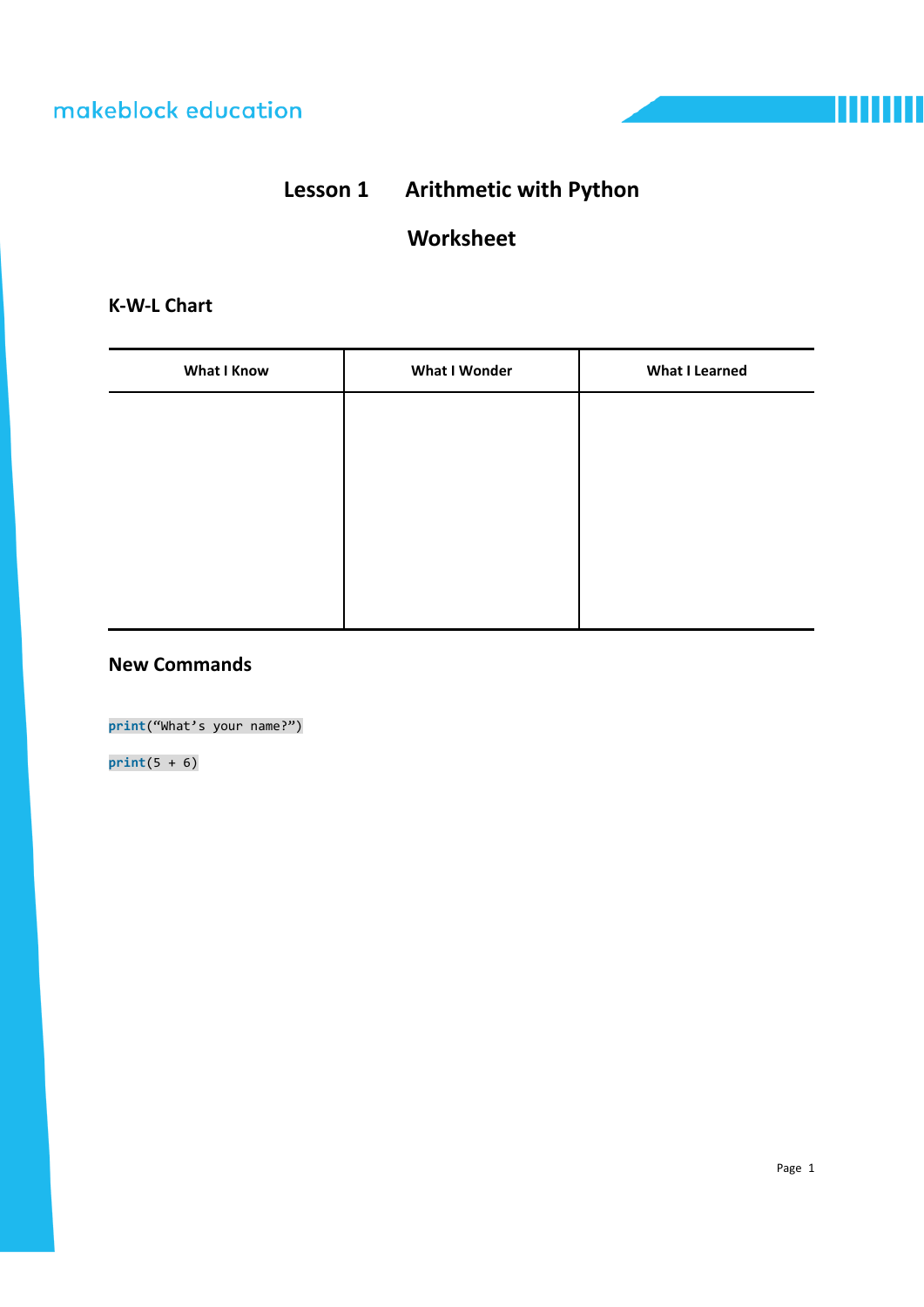# Lesson 1 Arithmetic with Python

## Worksheet

### K-W-L Chart

| What I Know | What I Wonder | What I Learned |
| --- | --- | --- |
| | | |

### New Commands

```
print("What's your name?")
```

```
print(5 + 6)
```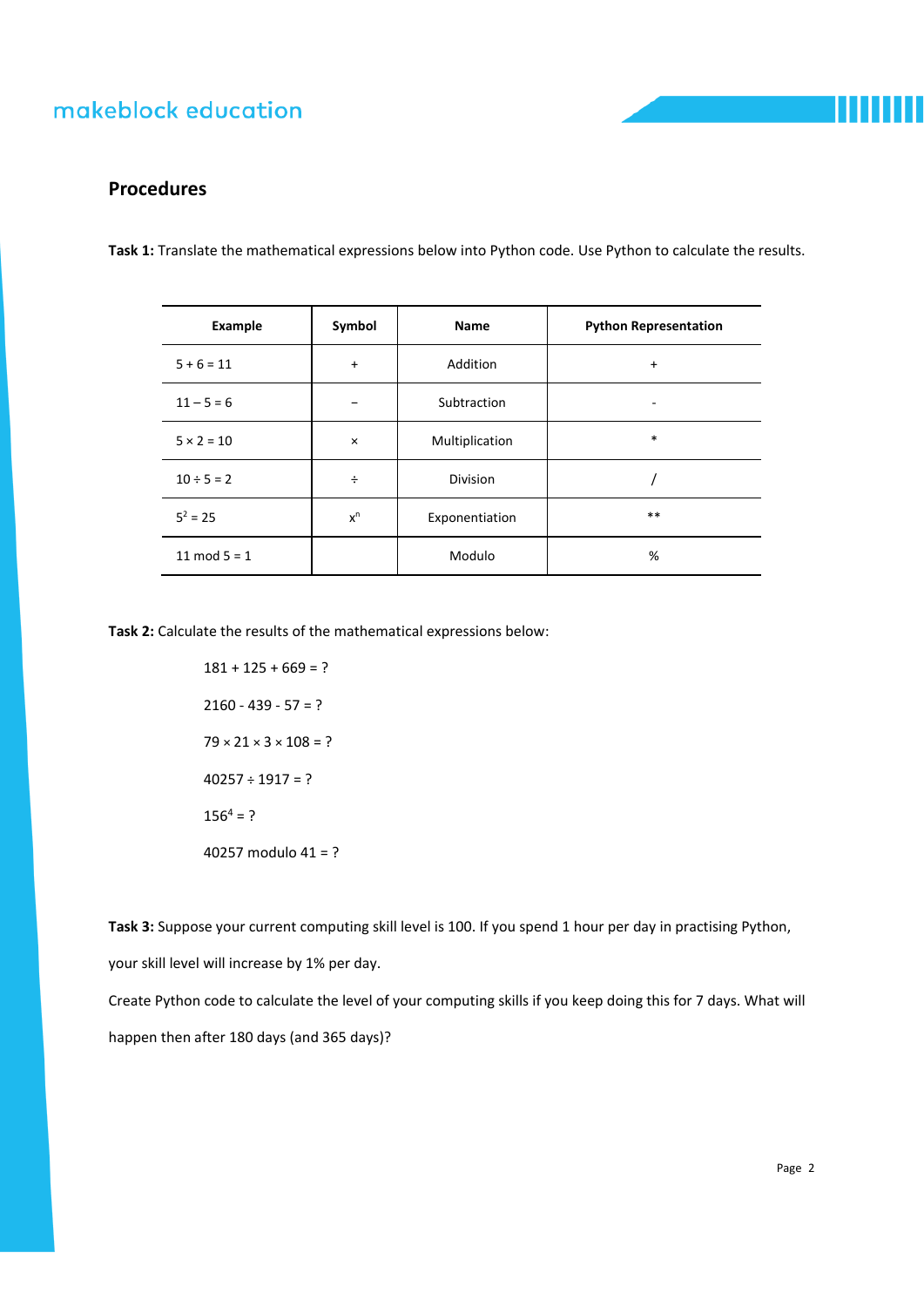## Procedures

**Task 1:** Translate the mathematical expressions below into Python code. Use Python to calculate the results.

| Example | Symbol | Name | Python Representation |
|---|---|---|---|
| 5 + 6 = 11 | + | Addition | + |
| 11 – 5 = 6 | – | Subtraction | - |
| 5 × 2 = 10 | × | Multiplication | * |
| 10 ÷ 5 = 2 | ÷ | Division | / |
| $5^2 = 25$ | $x^n$ | Exponentiation | ** |
| 11 mod 5 = 1 | | Modulo | % |

**Task 2:** Calculate the results of the mathematical expressions below:

181 + 125 + 669 = ?

2160 - 439 - 57 = ?

79 × 21 × 3 × 108 = ?

40257 ÷ 1917 = ?

$156^4$ = ?

40257 modulo 41 = ?

**Task 3:** Suppose your current computing skill level is 100. If you spend 1 hour per day in practising Python, your skill level will increase by 1% per day.

Create Python code to calculate the level of your computing skills if you keep doing this for 7 days. What will happen then after 180 days (and 365 days)?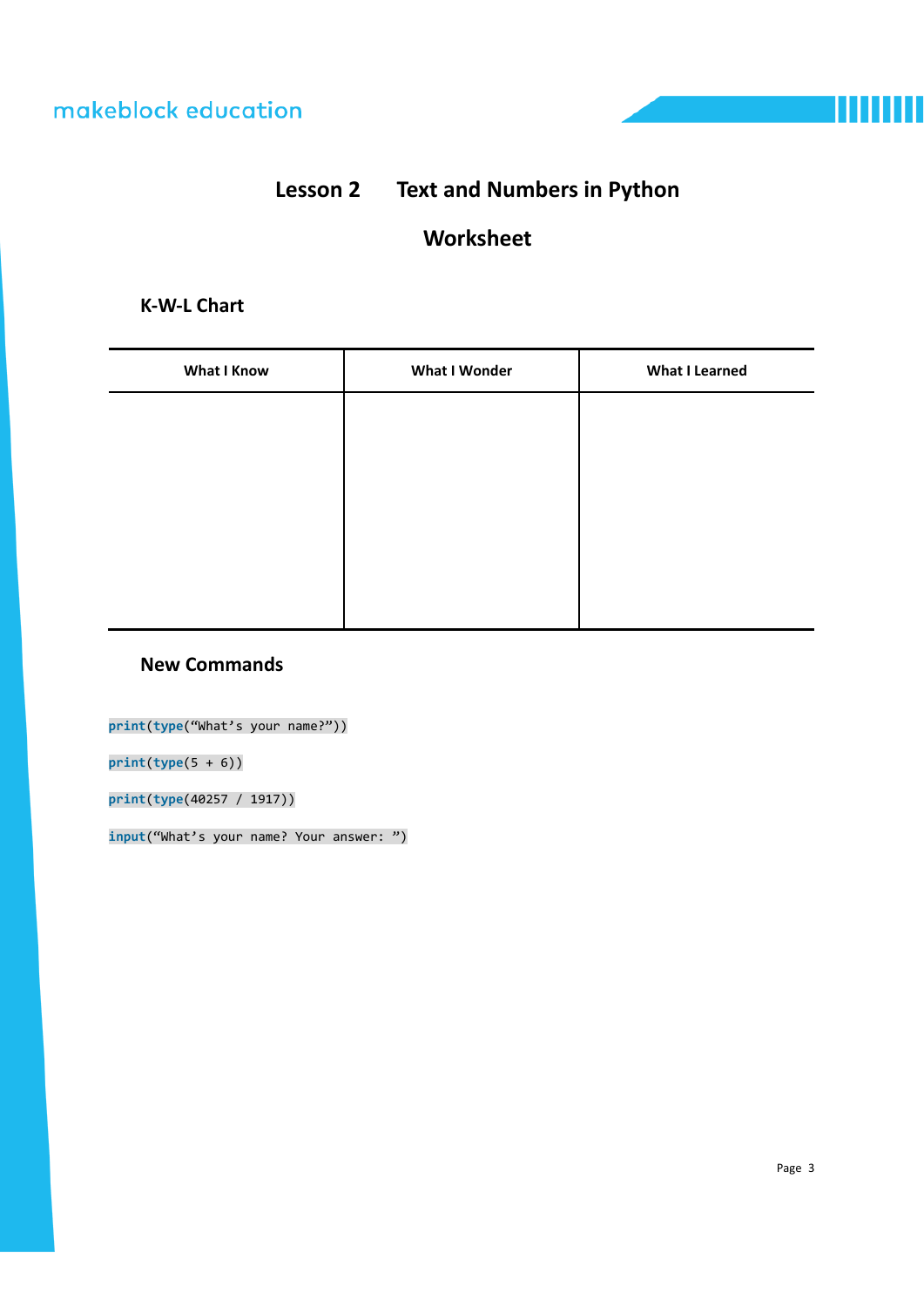# Lesson 2 Text and Numbers in Python

## Worksheet

### K-W-L Chart

| What I Know | What I Wonder | What I Learned |
|---|---|---|
| | | |

### New Commands

```
print(type("What's your name?"))
```

```
print(type(5 + 6))
```

```
print(type(40257 / 1917))
```

```
input("What's your name? Your answer: ")
```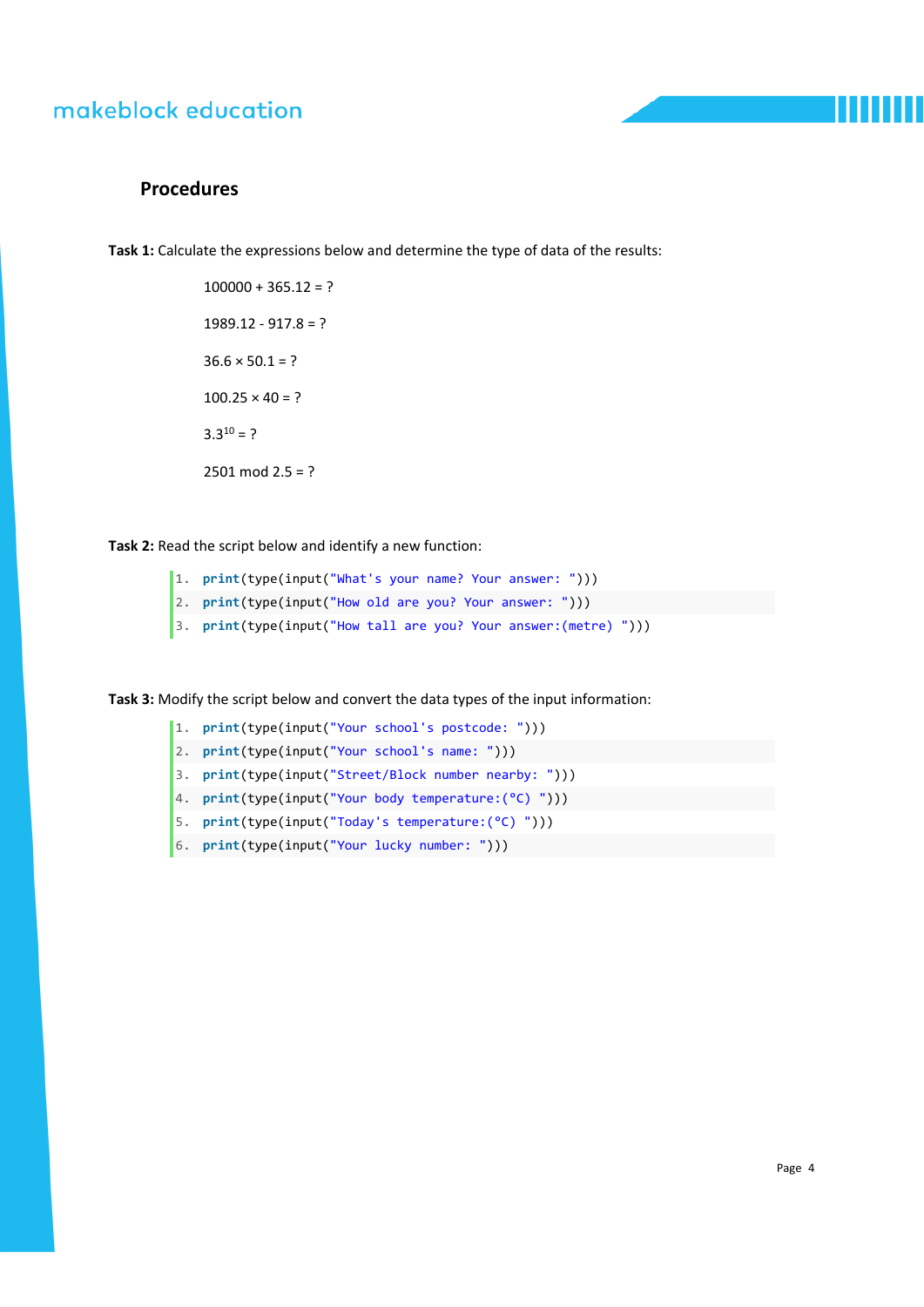## Procedures

**Task 1:** Calculate the expressions below and determine the type of data of the results:

100000 + 365.12 = ?

1989.12 - 917.8 = ?

$36.6 \times 50.1 = ?$

$100.25 \times 40 = ?$

$3.3^{10} = ?$

2501 mod 2.5 = ?

**Task 2:** Read the script below and identify a new function:

```
1.  print(type(input("What's your name? Your answer: ")))
2.  print(type(input("How old are you? Your answer: ")))
3.  print(type(input("How tall are you? Your answer:(metre) ")))
```

**Task 3:** Modify the script below and convert the data types of the input information:

```
1.  print(type(input("Your school's postcode: ")))
2.  print(type(input("Your school's name: ")))
3.  print(type(input("Street/Block number nearby: ")))
4.  print(type(input("Your body temperature:(°C) ")))
5.  print(type(input("Today's temperature:(°C) ")))
6.  print(type(input("Your lucky number: ")))
```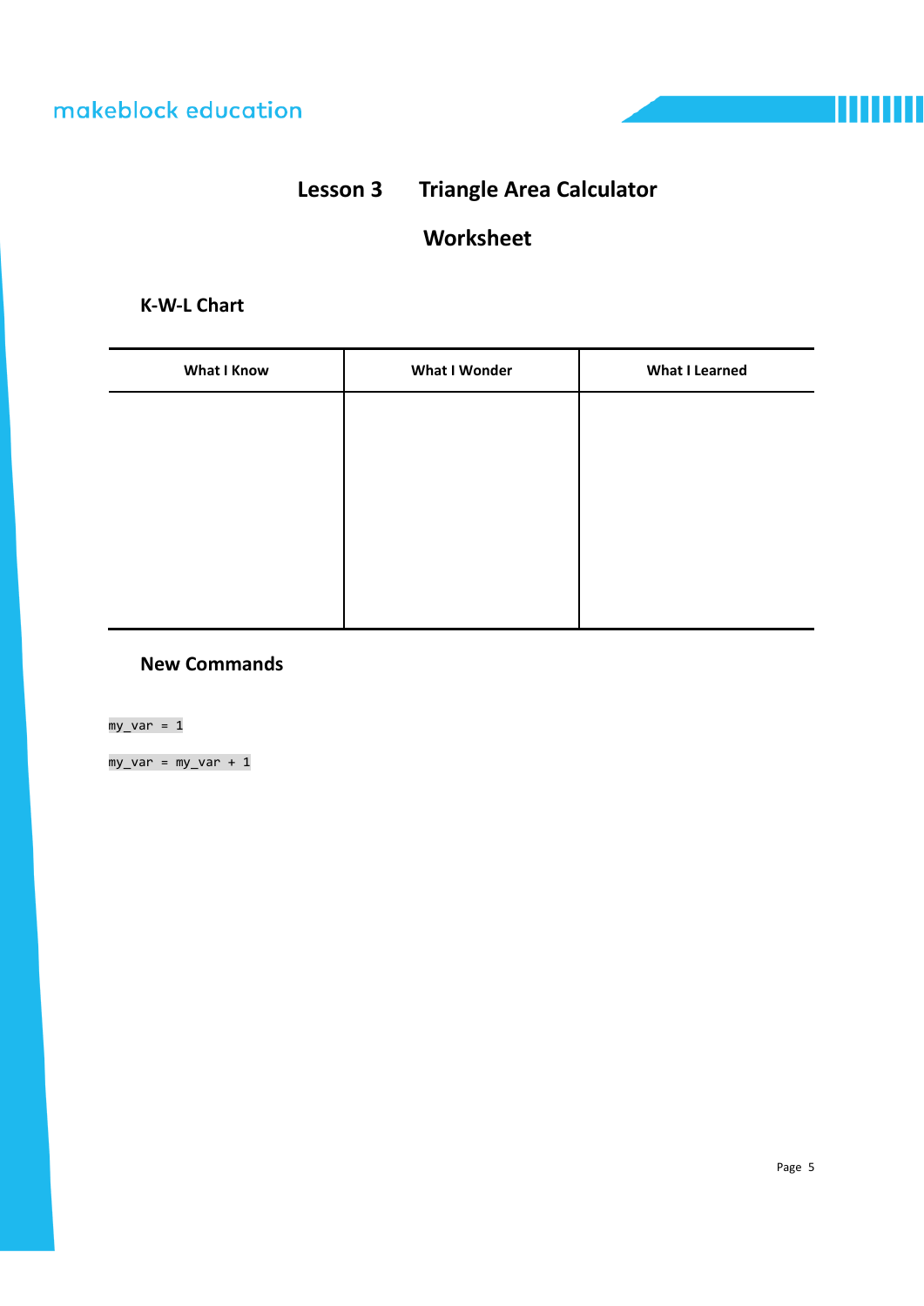# Lesson 3 Triangle Area Calculator

## Worksheet

### K-W-L Chart

| What I Know | What I Wonder | What I Learned |
|---|---|---|
| | | |

### New Commands

```
my_var = 1
```

```
my_var = my_var + 1
```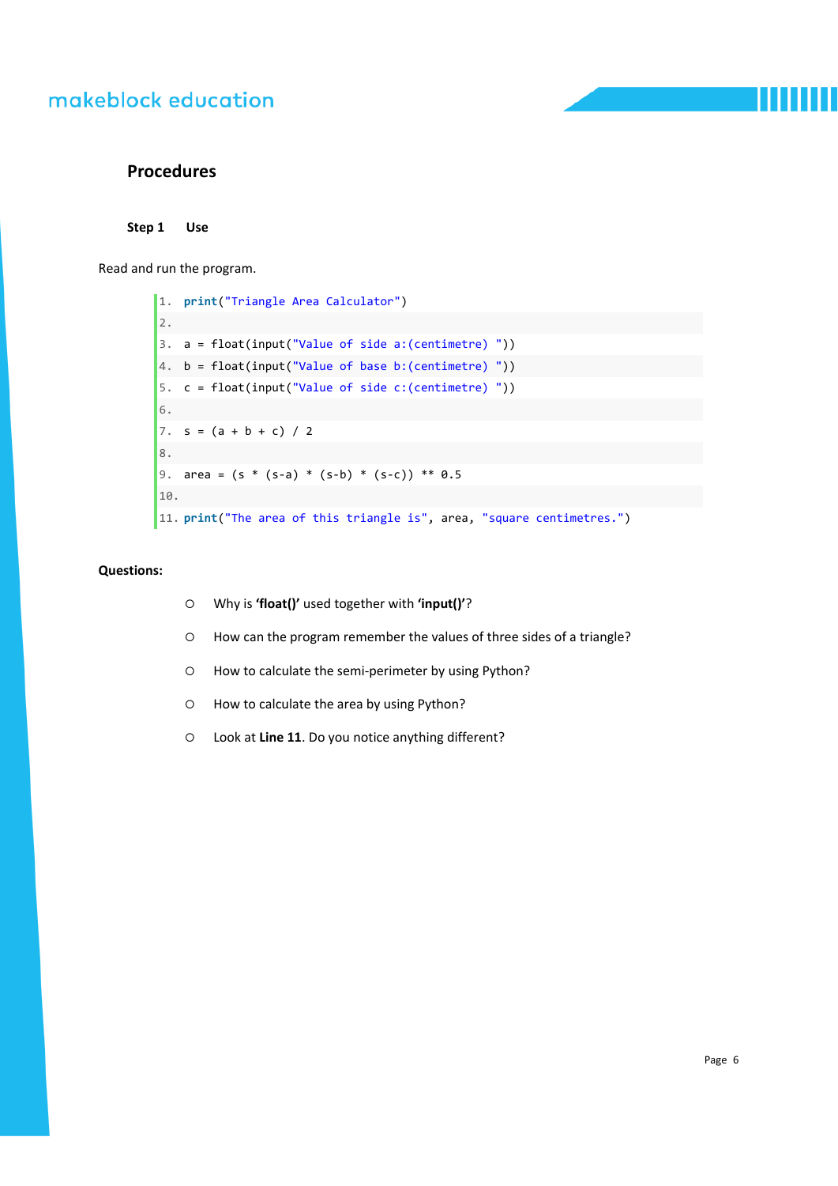## Procedures

### Step 1 Use

Read and run the program.

```
1. print("Triangle Area Calculator")
2.
3. a = float(input("Value of side a:(centimetre) "))
4. b = float(input("Value of base b:(centimetre) "))
5. c = float(input("Value of side c:(centimetre) "))
6.
7. s = (a + b + c) / 2
8.
9. area = (s * (s-a) * (s-b) * (s-c)) ** 0.5
10.
11. print("The area of this triangle is", area, "square centimetres.")
```

**Questions:**

- Why is **'float()'** used together with **'input()'**?
- How can the program remember the values of three sides of a triangle?
- How to calculate the semi-perimeter by using Python?
- How to calculate the area by using Python?
- Look at **Line 11**. Do you notice anything different?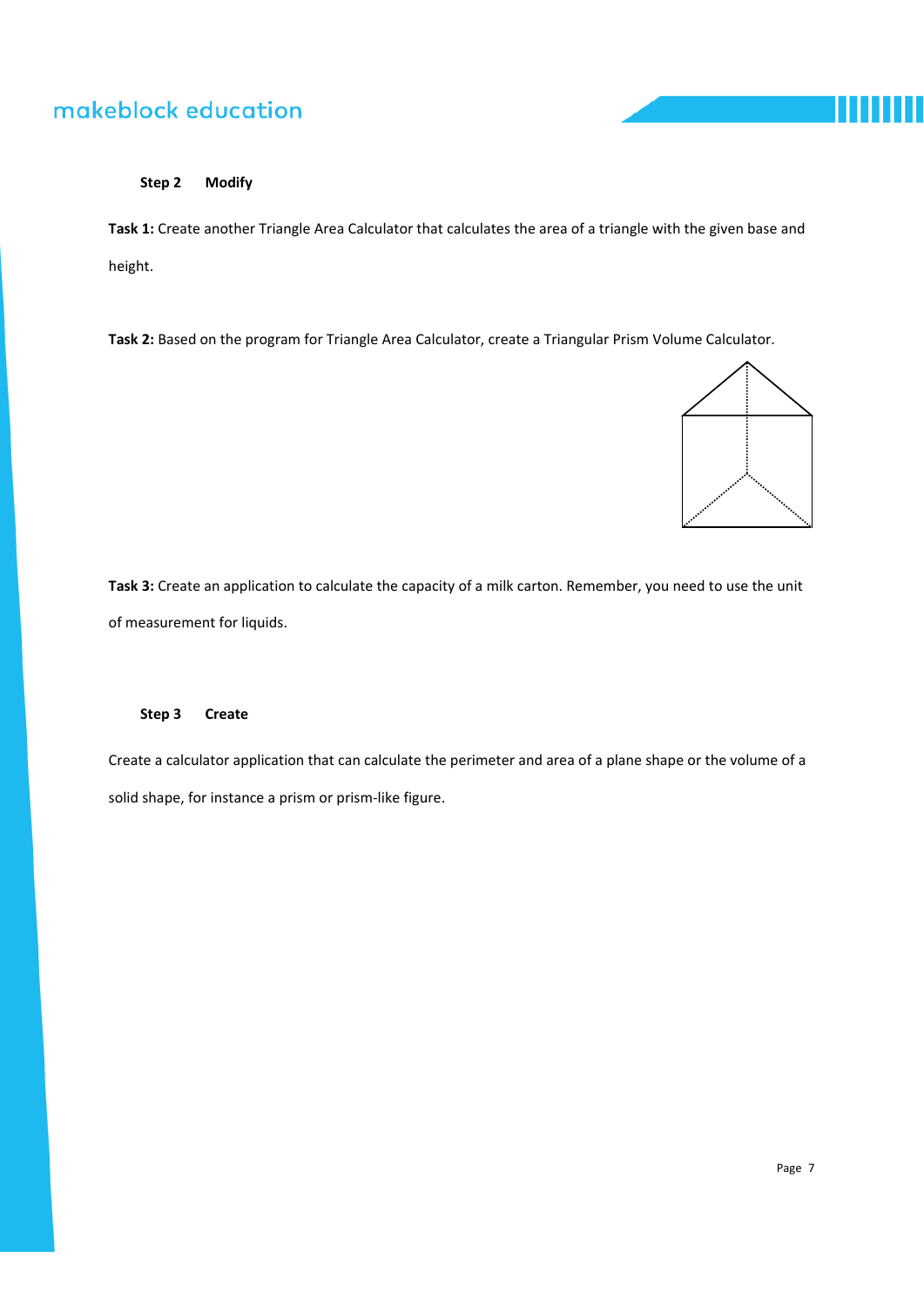**Step 2 Modify**

**Task 1:** Create another Triangle Area Calculator that calculates the area of a triangle with the given base and height.

**Task 2:** Based on the program for Triangle Area Calculator, create a Triangular Prism Volume Calculator.

**Task 3:** Create an application to calculate the capacity of a milk carton. Remember, you need to use the unit of measurement for liquids.

**Step 3 Create**

Create a calculator application that can calculate the perimeter and area of a plane shape or the volume of a solid shape, for instance a prism or prism-like figure.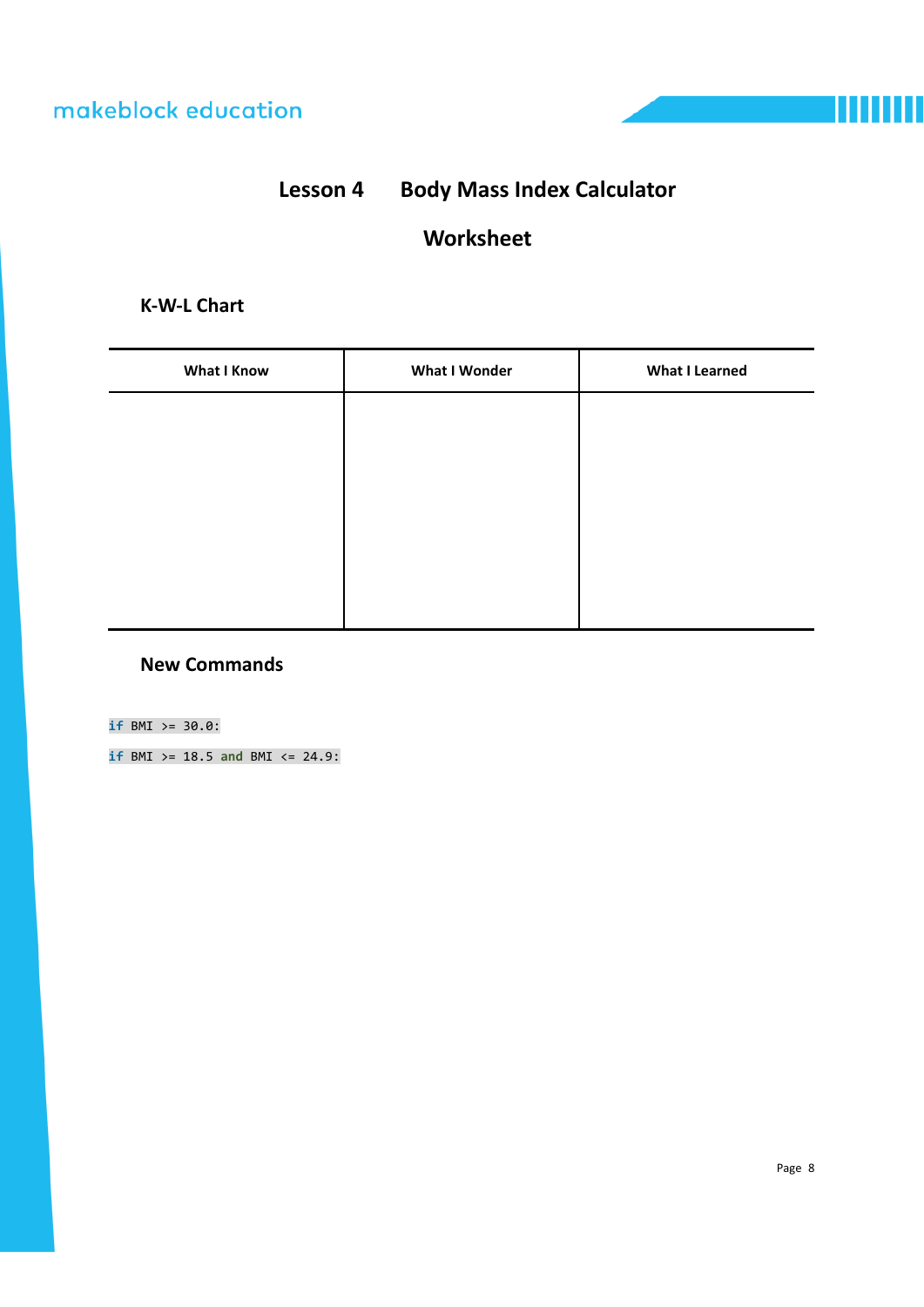# Lesson 4 Body Mass Index Calculator

## Worksheet

### K-W-L Chart

| What I Know | What I Wonder | What I Learned |
|---|---|---|
| | | |

### New Commands

```
if BMI >= 30.0:
```

```
if BMI >= 18.5 and BMI <= 24.9:
```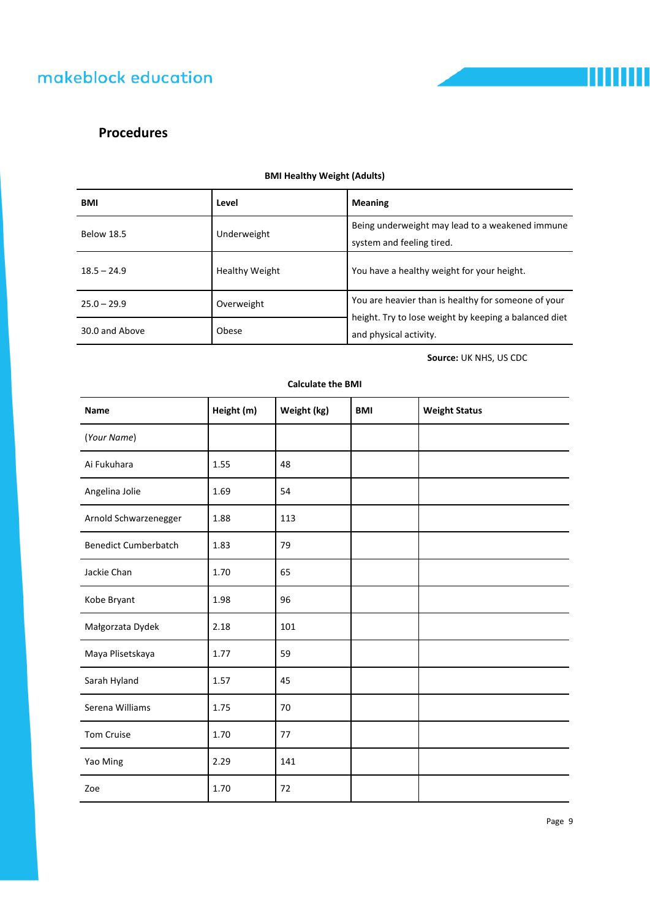## Procedures

**BMI Healthy Weight (Adults)**

| BMI | Level | Meaning |
|---|---|---|
| Below 18.5 | Underweight | Being underweight may lead to a weakened immune system and feeling tired. |
| 18.5 – 24.9 | Healthy Weight | You have a healthy weight for your height. |
| 25.0 – 29.9 | Overweight | You are heavier than is healthy for someone of your height. Try to lose weight by keeping a balanced diet and physical activity. |
| 30.0 and Above | Obese | |

**Source:** UK NHS, US CDC

**Calculate the BMI**

| Name | Height (m) | Weight (kg) | BMI | Weight Status |
|---|---|---|---|---|
| (*Your Name*) | | | | |
| Ai Fukuhara | 1.55 | 48 | | |
| Angelina Jolie | 1.69 | 54 | | |
| Arnold Schwarzenegger | 1.88 | 113 | | |
| Benedict Cumberbatch | 1.83 | 79 | | |
| Jackie Chan | 1.70 | 65 | | |
| Kobe Bryant | 1.98 | 96 | | |
| Małgorzata Dydek | 2.18 | 101 | | |
| Maya Plisetskaya | 1.77 | 59 | | |
| Sarah Hyland | 1.57 | 45 | | |
| Serena Williams | 1.75 | 70 | | |
| Tom Cruise | 1.70 | 77 | | |
| Yao Ming | 2.29 | 141 | | |
| Zoe | 1.70 | 72 | | |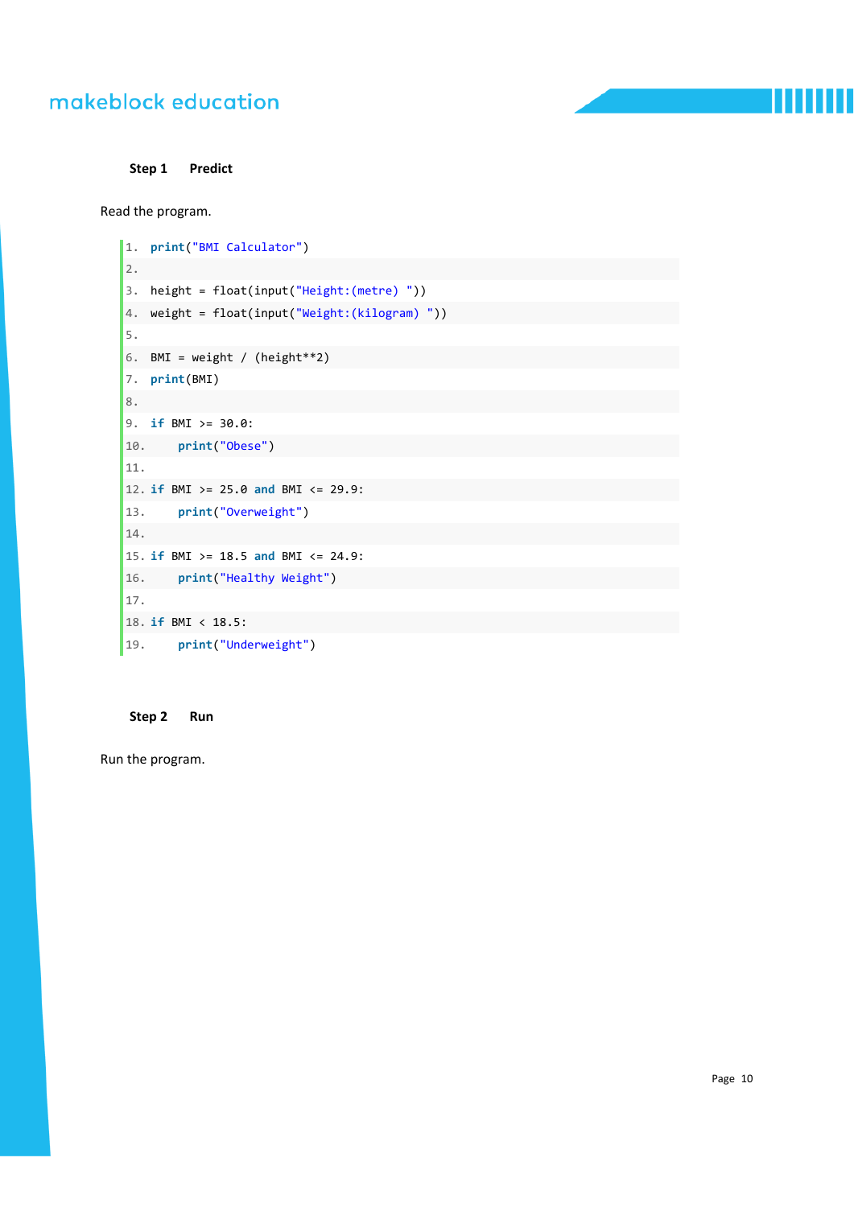### Step 1 Predict

Read the program.

```
1.  print("BMI Calculator")
2.
3.  height = float(input("Height:(metre) "))
4.  weight = float(input("Weight:(kilogram) "))
5.
6.  BMI = weight / (height**2)
7.  print(BMI)
8.
9.  if BMI >= 30.0:
10.     print("Obese")
11.
12. if BMI >= 25.0 and BMI <= 29.9:
13.     print("Overweight")
14.
15. if BMI >= 18.5 and BMI <= 24.9:
16.     print("Healthy Weight")
17.
18. if BMI < 18.5:
19.     print("Underweight")
```

### Step 2 Run

Run the program.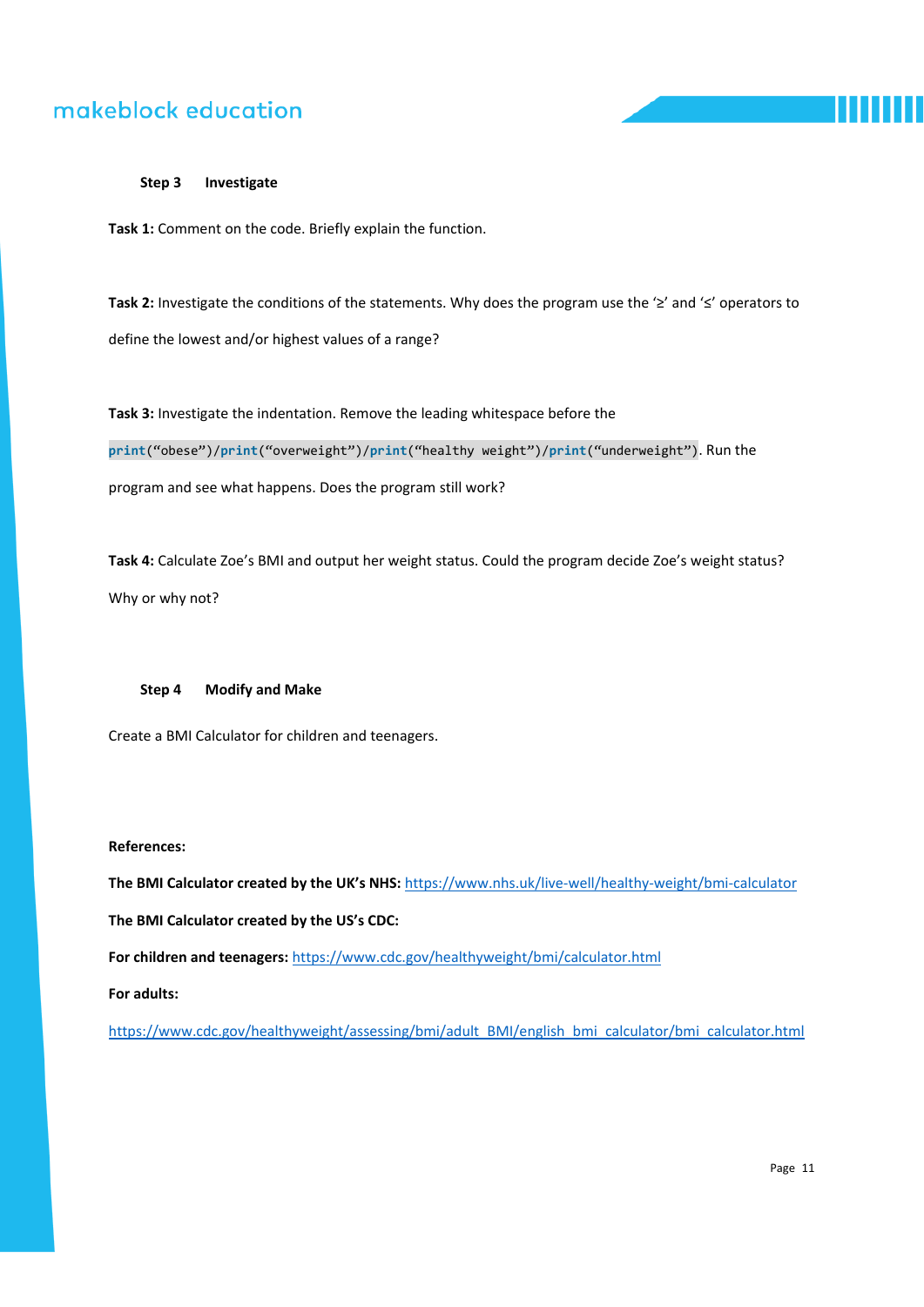### Step 3 Investigate

**Task 1:** Comment on the code. Briefly explain the function.

**Task 2:** Investigate the conditions of the statements. Why does the program use the '≥' and '≤' operators to define the lowest and/or highest values of a range?

**Task 3:** Investigate the indentation. Remove the leading whitespace before the `print("obese")/print("overweight")/print("healthy weight")/print("underweight")`. Run the program and see what happens. Does the program still work?

**Task 4:** Calculate Zoe's BMI and output her weight status. Could the program decide Zoe's weight status? Why or why not?

### Step 4 Modify and Make

Create a BMI Calculator for children and teenagers.

**References:**

**The BMI Calculator created by the UK's NHS:** https://www.nhs.uk/live-well/healthy-weight/bmi-calculator

**The BMI Calculator created by the US's CDC:**

**For children and teenagers:** https://www.cdc.gov/healthyweight/bmi/calculator.html

**For adults:**

https://www.cdc.gov/healthyweight/assessing/bmi/adult_BMI/english_bmi_calculator/bmi_calculator.html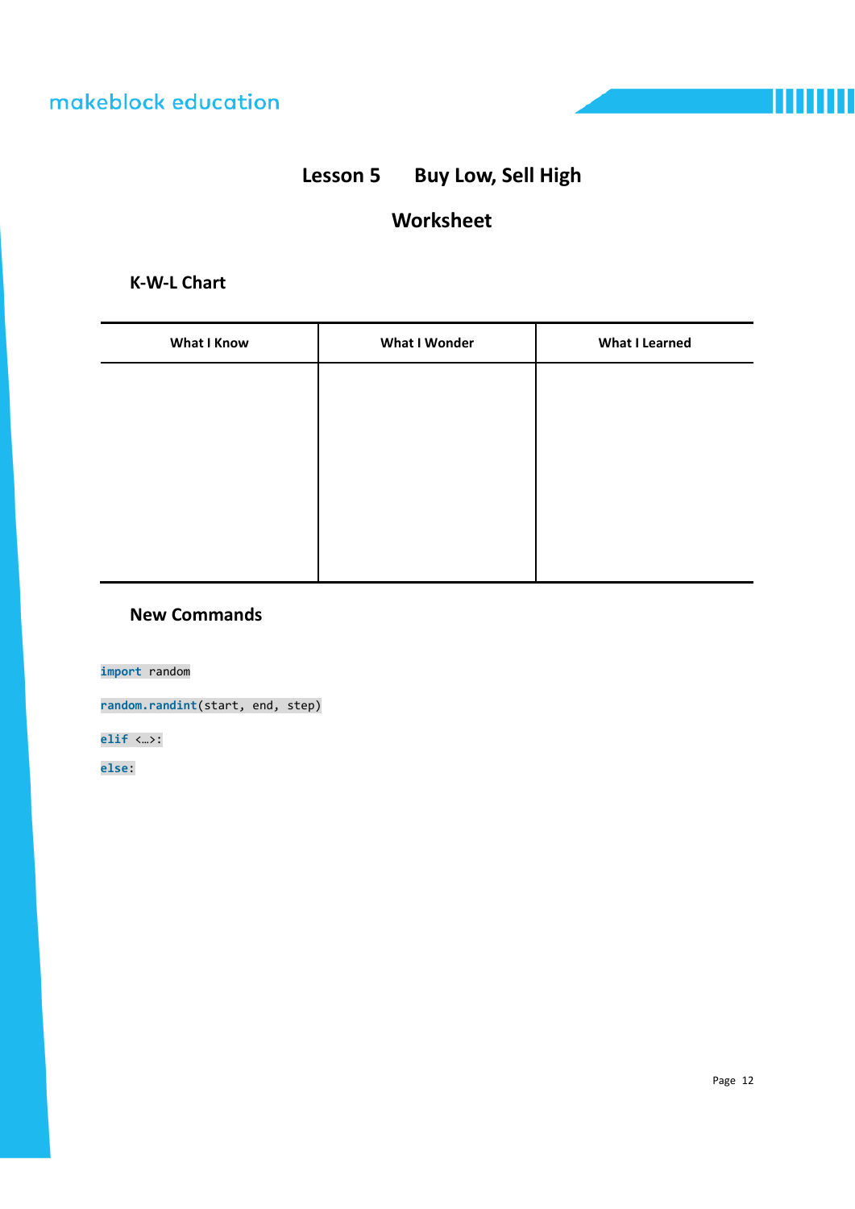# Lesson 5 Buy Low, Sell High

## Worksheet

### K-W-L Chart

| What I Know | What I Wonder | What I Learned |
|---|---|---|
| | | |

### New Commands

```
import random
```

```
random.randint(start, end, step)
```

```
elif <…>:
```

```
else:
```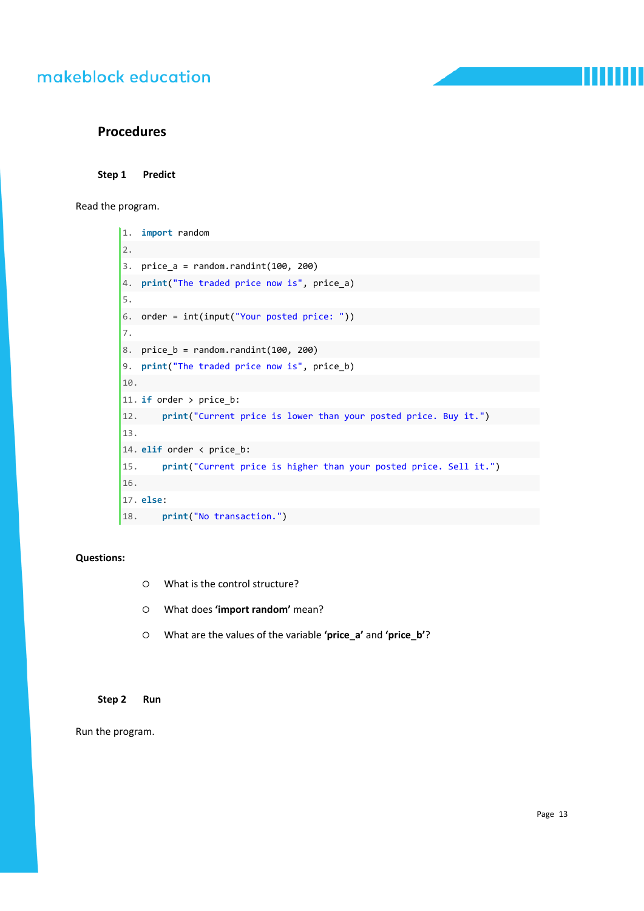## Procedures

### Step 1 Predict

Read the program.

```
1.  import random
2.
3.  price_a = random.randint(100, 200)
4.  print("The traded price now is", price_a)
5.
6.  order = int(input("Your posted price: "))
7.
8.  price_b = random.randint(100, 200)
9.  print("The traded price now is", price_b)
10.
11. if order > price_b:
12.     print("Current price is lower than your posted price. Buy it.")
13.
14. elif order < price_b:
15.     print("Current price is higher than your posted price. Sell it.")
16.
17. else:
18.     print("No transaction.")
```

**Questions:**

- What is the control structure?
- What does **'import random'** mean?
- What are the values of the variable **'price_a'** and **'price_b'**?

### Step 2 Run

Run the program.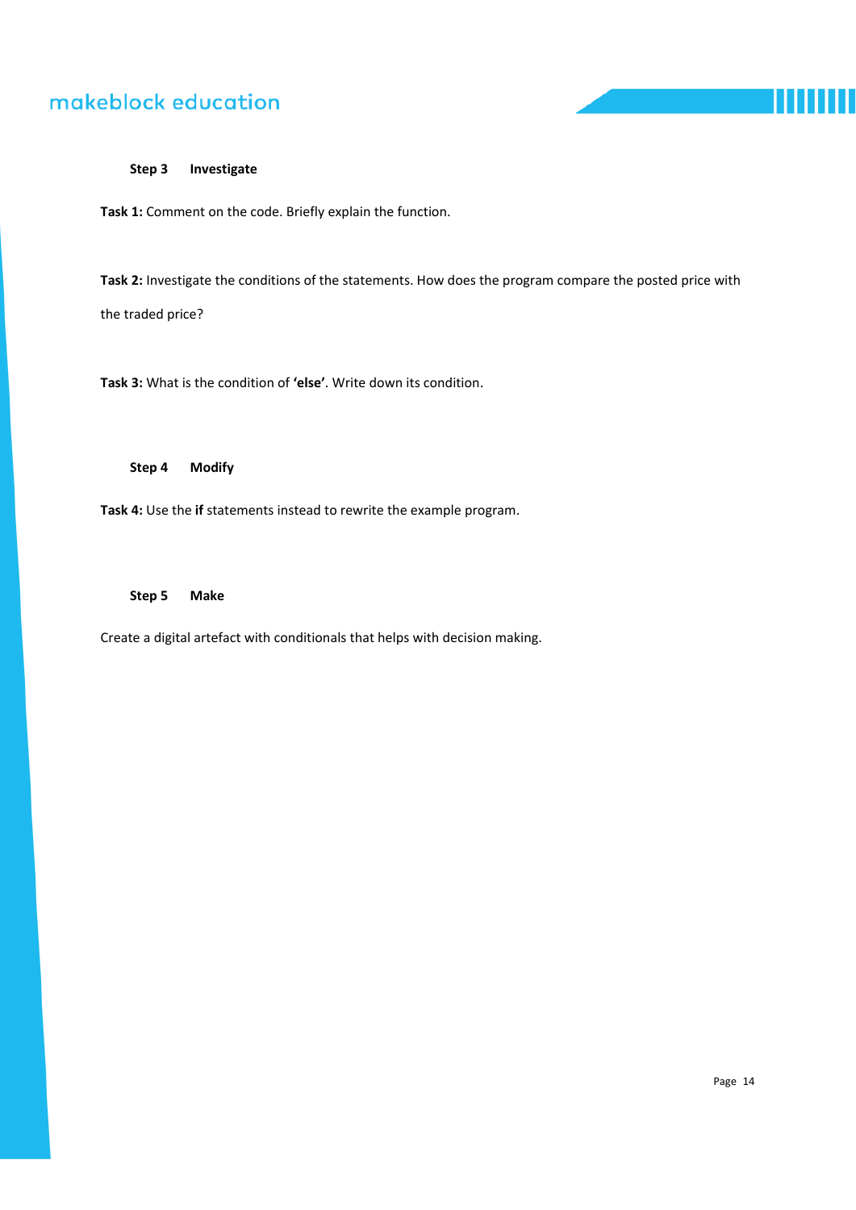### Step 3 Investigate

**Task 1:** Comment on the code. Briefly explain the function.

**Task 2:** Investigate the conditions of the statements. How does the program compare the posted price with the traded price?

**Task 3:** What is the condition of **'else'**. Write down its condition.

### Step 4 Modify

**Task 4:** Use the **if** statements instead to rewrite the example program.

### Step 5 Make

Create a digital artefact with conditionals that helps with decision making.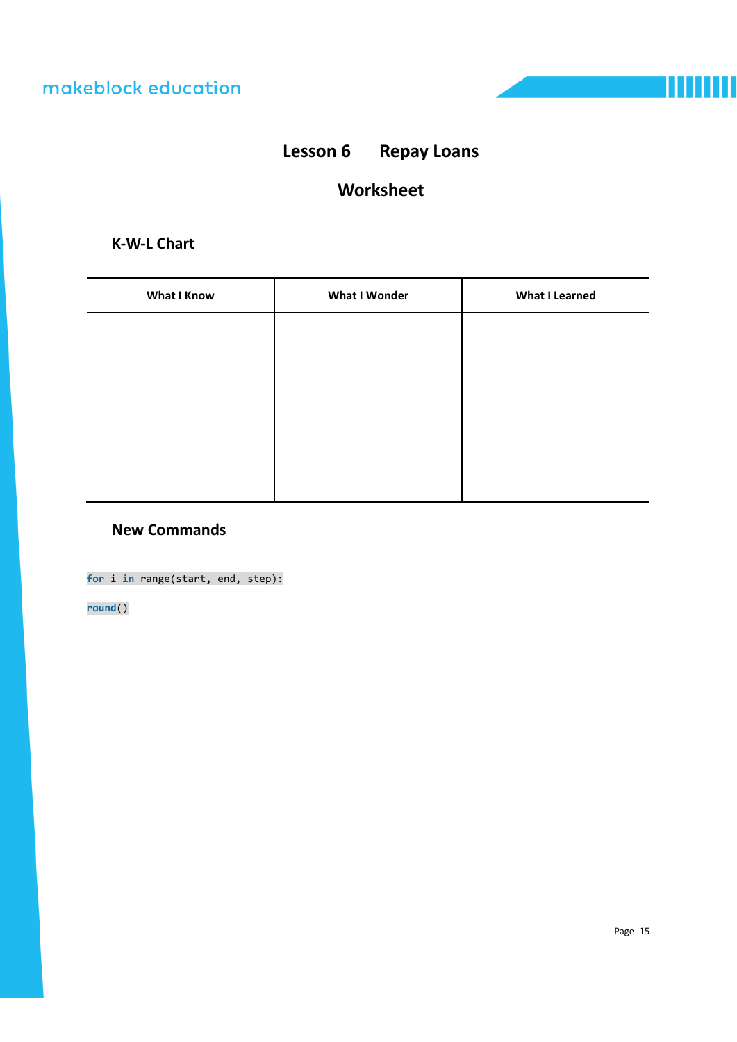# Lesson 6 Repay Loans

## Worksheet

### K-W-L Chart

| What I Know | What I Wonder | What I Learned |
| --- | --- | --- |
| | | |

### New Commands

```
for i in range(start, end, step):
```

```
round()
```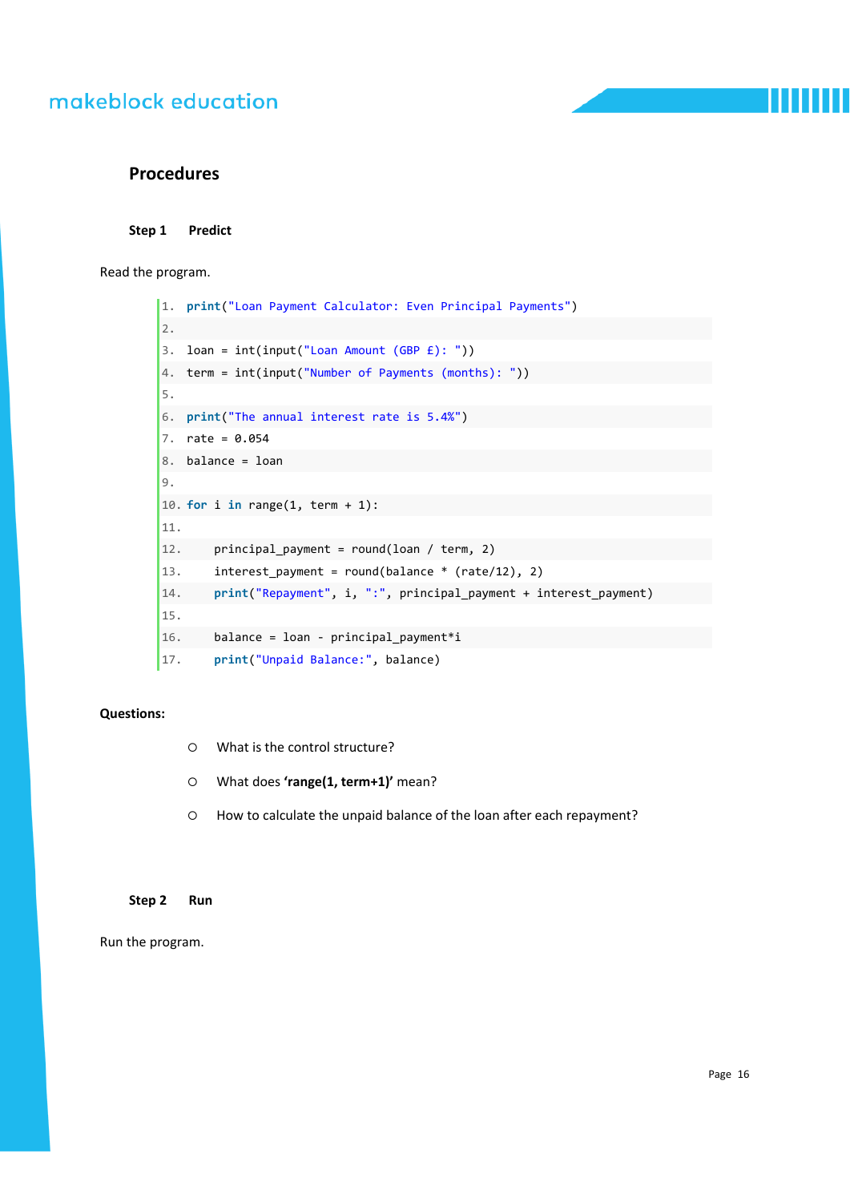## Procedures

### Step 1 Predict

Read the program.

```
1.  print("Loan Payment Calculator: Even Principal Payments")
2.
3.  loan = int(input("Loan Amount (GBP £): "))
4.  term = int(input("Number of Payments (months): "))
5.
6.  print("The annual interest rate is 5.4%")
7.  rate = 0.054
8.  balance = loan
9.
10. for i in range(1, term + 1):
11.
12.     principal_payment = round(loan / term, 2)
13.     interest_payment = round(balance * (rate/12), 2)
14.     print("Repayment", i, ":", principal_payment + interest_payment)
15.
16.     balance = loan - principal_payment*i
17.     print("Unpaid Balance:", balance)
```

**Questions:**

- What is the control structure?
- What does **'range(1, term+1)'** mean?
- How to calculate the unpaid balance of the loan after each repayment?

### Step 2 Run

Run the program.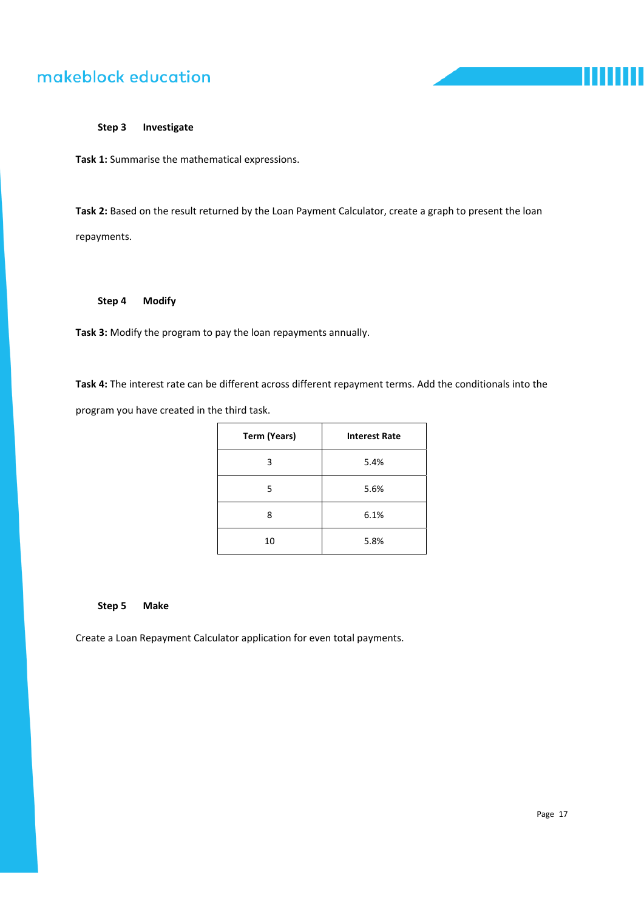### Step 3 Investigate

**Task 1:** Summarise the mathematical expressions.

**Task 2:** Based on the result returned by the Loan Payment Calculator, create a graph to present the loan repayments.

### Step 4 Modify

**Task 3:** Modify the program to pay the loan repayments annually.

**Task 4:** The interest rate can be different across different repayment terms. Add the conditionals into the program you have created in the third task.

| Term (Years) | Interest Rate |
|---|---|
| 3 | 5.4% |
| 5 | 5.6% |
| 8 | 6.1% |
| 10 | 5.8% |

### Step 5 Make

Create a Loan Repayment Calculator application for even total payments.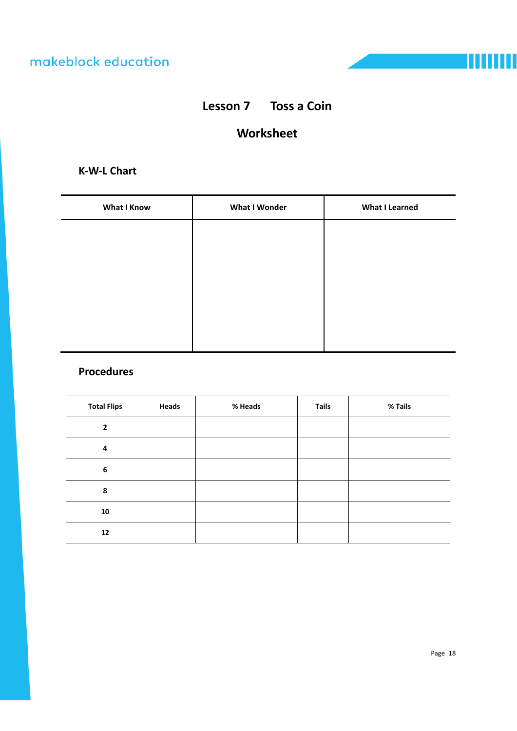# Lesson 7 Toss a Coin

## Worksheet

### K-W-L Chart

| What I Know | What I Wonder | What I Learned |
|---|---|---|
| | | |

### Procedures

| Total Flips | Heads | % Heads | Tails | % Tails |
|---|---|---|---|---|
| 2 | | | | |
| 4 | | | | |
| 6 | | | | |
| 8 | | | | |
| 10 | | | | |
| 12 | | | | |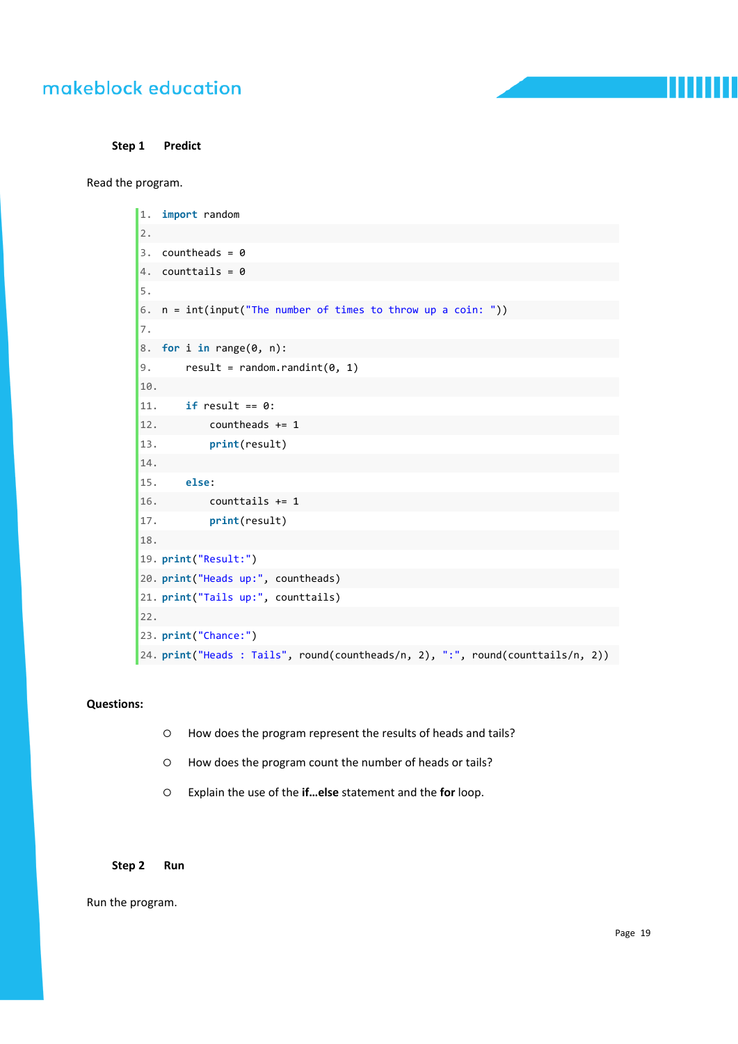**Step 1 Predict**

Read the program.

```
1.  import random
2.  
3.  countheads = 0
4.  counttails = 0
5.  
6.  n = int(input("The number of times to throw up a coin: "))
7.  
8.  for i in range(0, n):
9.      result = random.randint(0, 1)
10. 
11.     if result == 0:
12.         countheads += 1
13.         print(result)
14. 
15.     else:
16.         counttails += 1
17.         print(result)
18. 
19. print("Result:")
20. print("Heads up:", countheads)
21. print("Tails up:", counttails)
22. 
23. print("Chance:")
24. print("Heads : Tails", round(countheads/n, 2), ":", round(counttails/n, 2))
```

**Questions:**

- How does the program represent the results of heads and tails?
- How does the program count the number of heads or tails?
- Explain the use of the **if…else** statement and the **for** loop.

**Step 2 Run**

Run the program.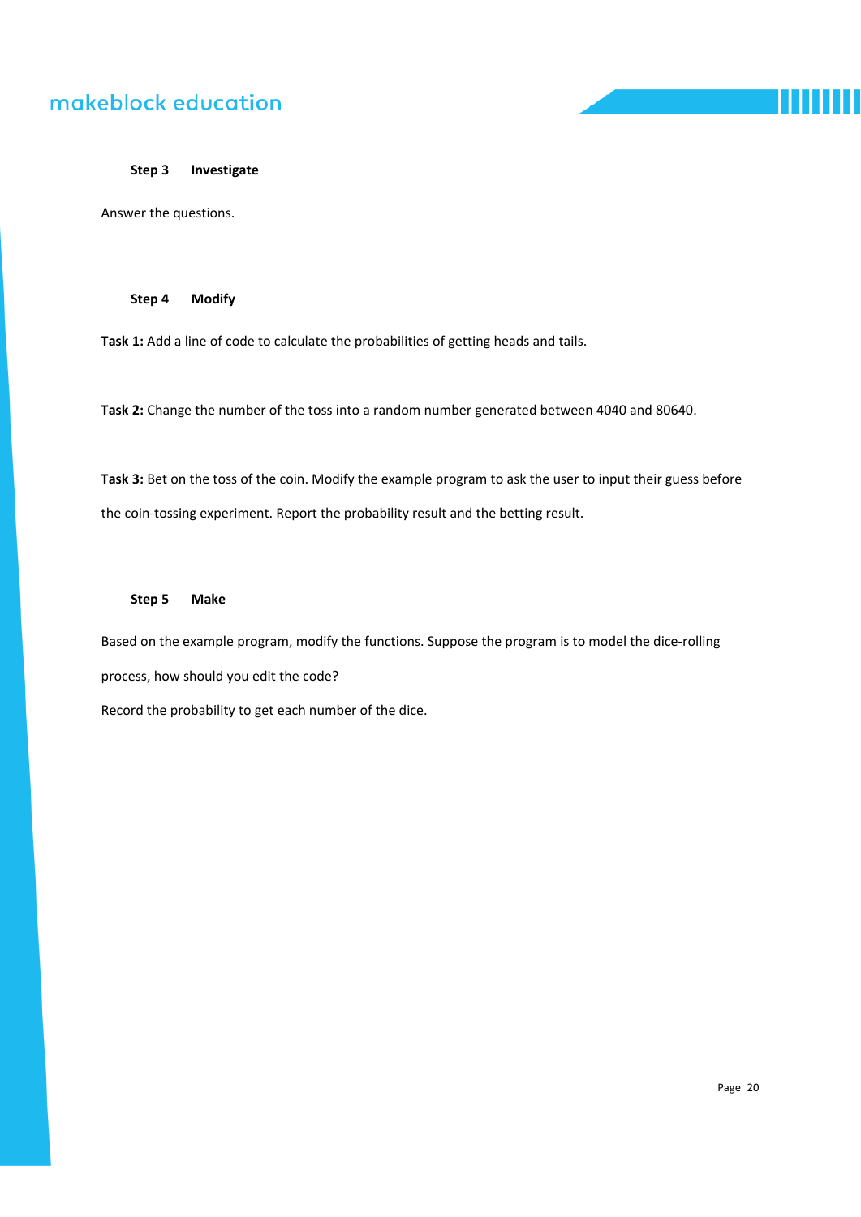### Step 3 Investigate

Answer the questions.

### Step 4 Modify

**Task 1:** Add a line of code to calculate the probabilities of getting heads and tails.

**Task 2:** Change the number of the toss into a random number generated between 4040 and 80640.

**Task 3:** Bet on the toss of the coin. Modify the example program to ask the user to input their guess before the coin-tossing experiment. Report the probability result and the betting result.

### Step 5 Make

Based on the example program, modify the functions. Suppose the program is to model the dice-rolling process, how should you edit the code?

Record the probability to get each number of the dice.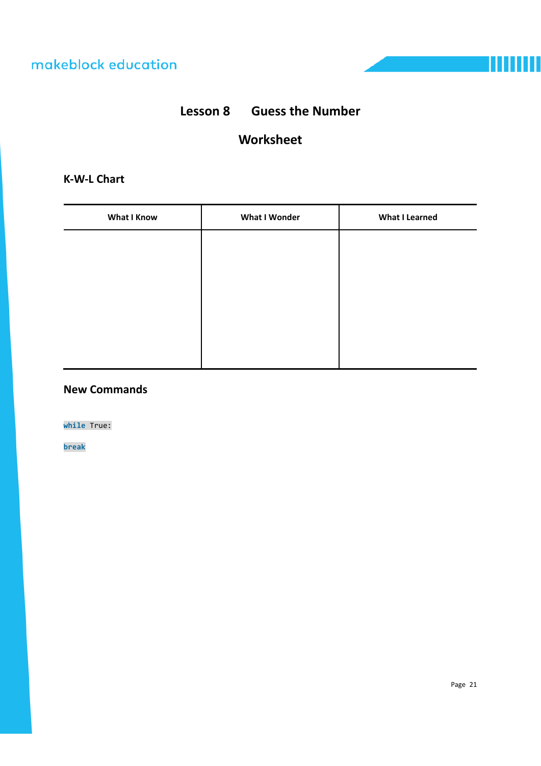# Lesson 8 Guess the Number

## Worksheet

### K-W-L Chart

| What I Know | What I Wonder | What I Learned |
| --- | --- | --- |
| | | |

### New Commands

`while True:`

`break`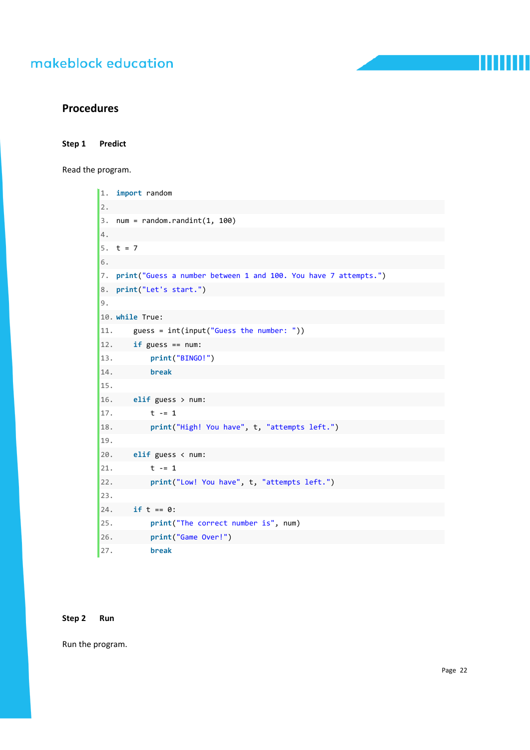## Procedures

**Step 1 Predict**

Read the program.

```
import random

num = random.randint(1, 100)

t = 7

print("Guess a number between 1 and 100. You have 7 attempts.")
print("Let's start.")

while True:
    guess = int(input("Guess the number: "))
    if guess == num:
        print("BINGO!")
        break

    elif guess > num:
        t -= 1
        print("High! You have", t, "attempts left.")

    elif guess < num:
        t -= 1
        print("Low! You have", t, "attempts left.")

    if t == 0:
        print("The correct number is", num)
        print("Game Over!")
        break
```

**Step 2 Run**

Run the program.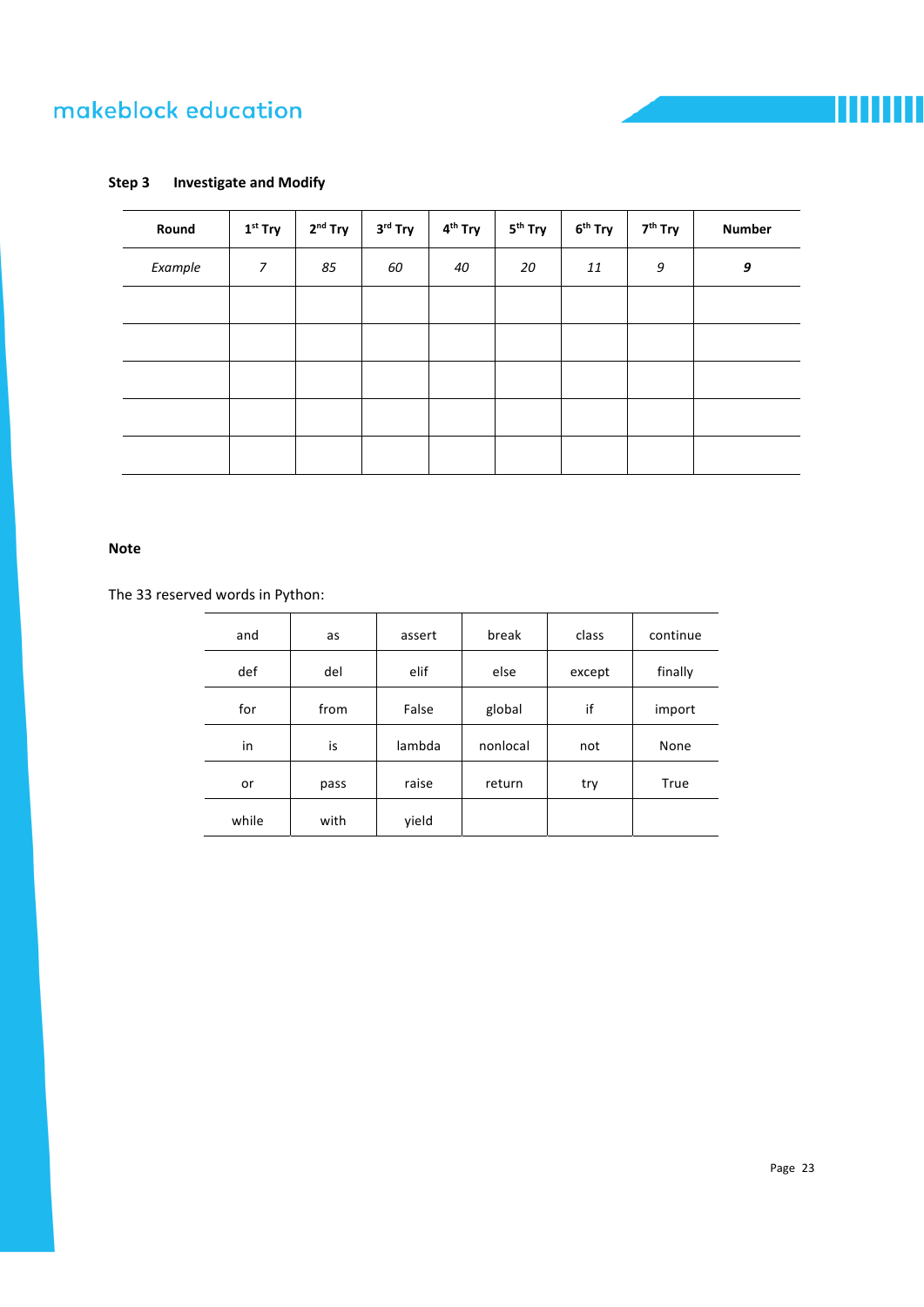**Step 3 Investigate and Modify**

| Round | 1st Try | 2nd Try | 3rd Try | 4th Try | 5th Try | 6th Try | 7th Try | Number |
|---|---|---|---|---|---|---|---|---|
| *Example* | *7* | *85* | *60* | *40* | *20* | *11* | *9* | ***9*** |
| | | | | | | | | |
| | | | | | | | | |
| | | | | | | | | |
| | | | | | | | | |
| | | | | | | | | |

**Note**

The 33 reserved words in Python:

| | | | | | |
|---|---|---|---|---|---|
| and | as | assert | break | class | continue |
| def | del | elif | else | except | finally |
| for | from | False | global | if | import |
| in | is | lambda | nonlocal | not | None |
| or | pass | raise | return | try | True |
| while | with | yield | | | |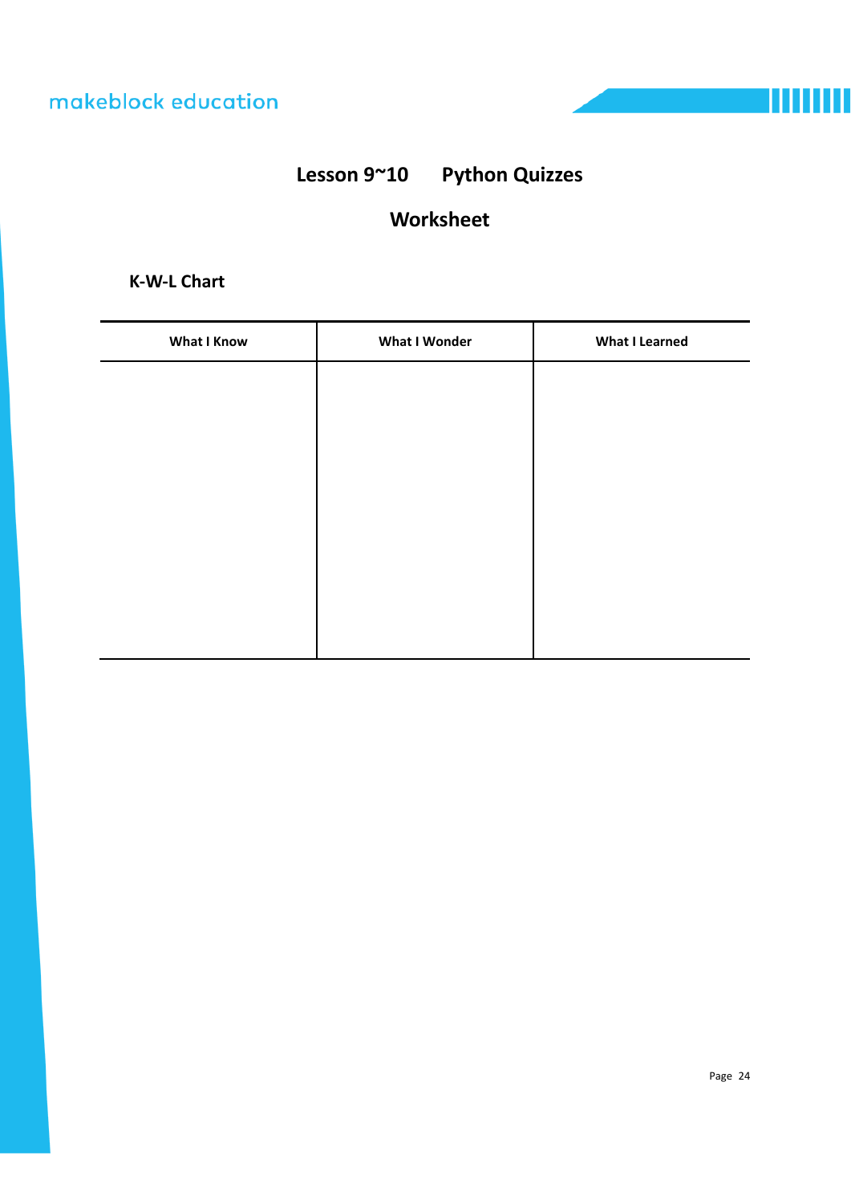# Lesson 9~10 Python Quizzes

## Worksheet

**K-W-L Chart**

| What I Know | What I Wonder | What I Learned |
| --- | --- | --- |
| | | |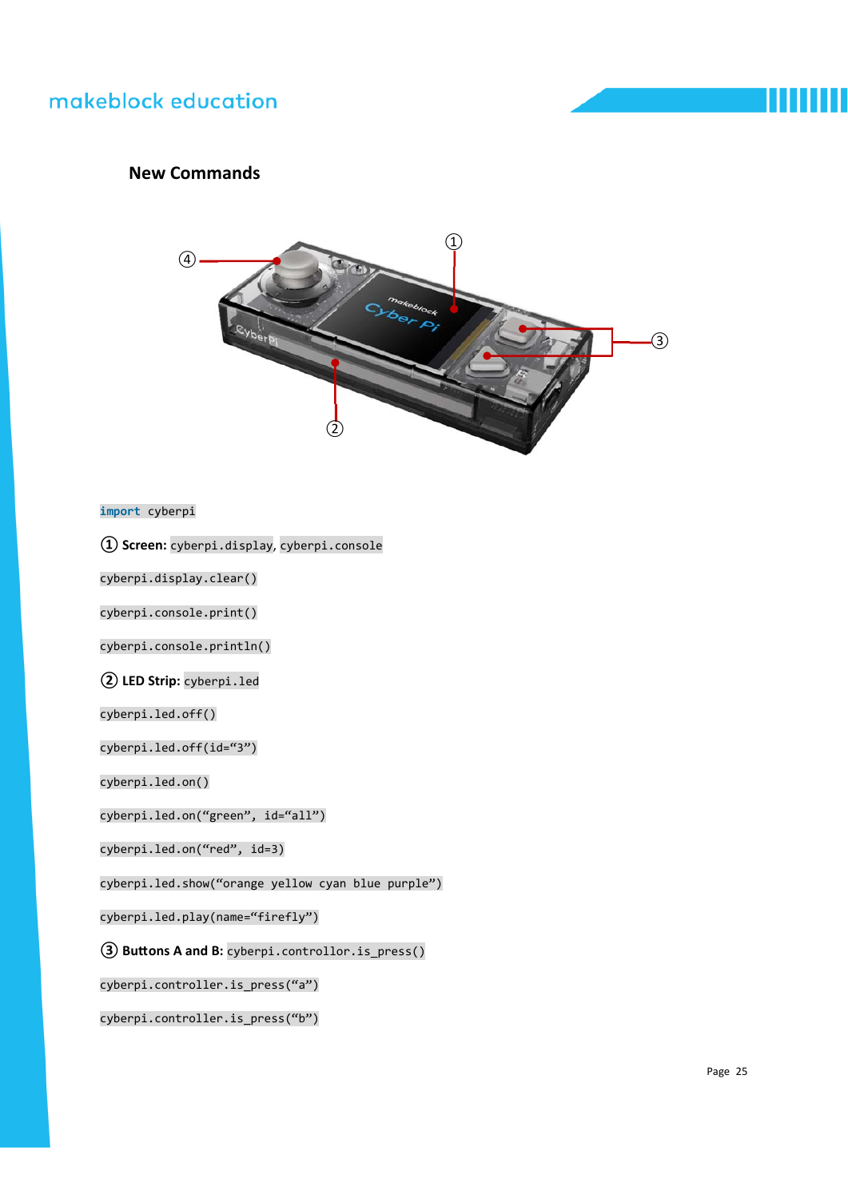## New Commands

```
import cyberpi
```

① **Screen:** `cyberpi.display`, `cyberpi.console`

`cyberpi.display.clear()`

`cyberpi.console.print()`

`cyberpi.console.println()`

② **LED Strip:** `cyberpi.led`

`cyberpi.led.off()`

`cyberpi.led.off(id=“3”)`

`cyberpi.led.on()`

`cyberpi.led.on(“green”, id=“all”)`

`cyberpi.led.on(“red”, id=3)`

`cyberpi.led.show(“orange yellow cyan blue purple”)`

`cyberpi.led.play(name=“firefly”)`

③ **Buttons A and B:** `cyberpi.controllor.is_press()`

`cyberpi.controller.is_press(“a”)`

`cyberpi.controller.is_press(“b”)`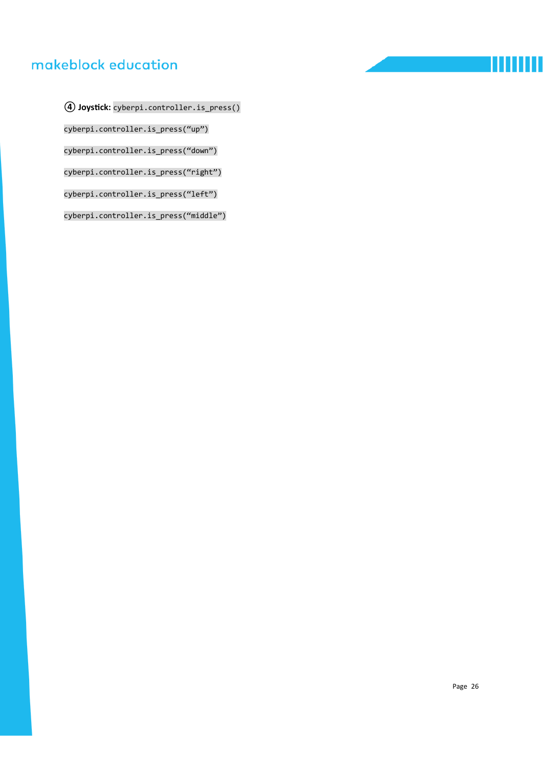④ **Joystick:** `cyberpi.controller.is_press()`

`cyberpi.controller.is_press(“up”)`

`cyberpi.controller.is_press(“down”)`

`cyberpi.controller.is_press(“right”)`

`cyberpi.controller.is_press(“left”)`

`cyberpi.controller.is_press(“middle”)`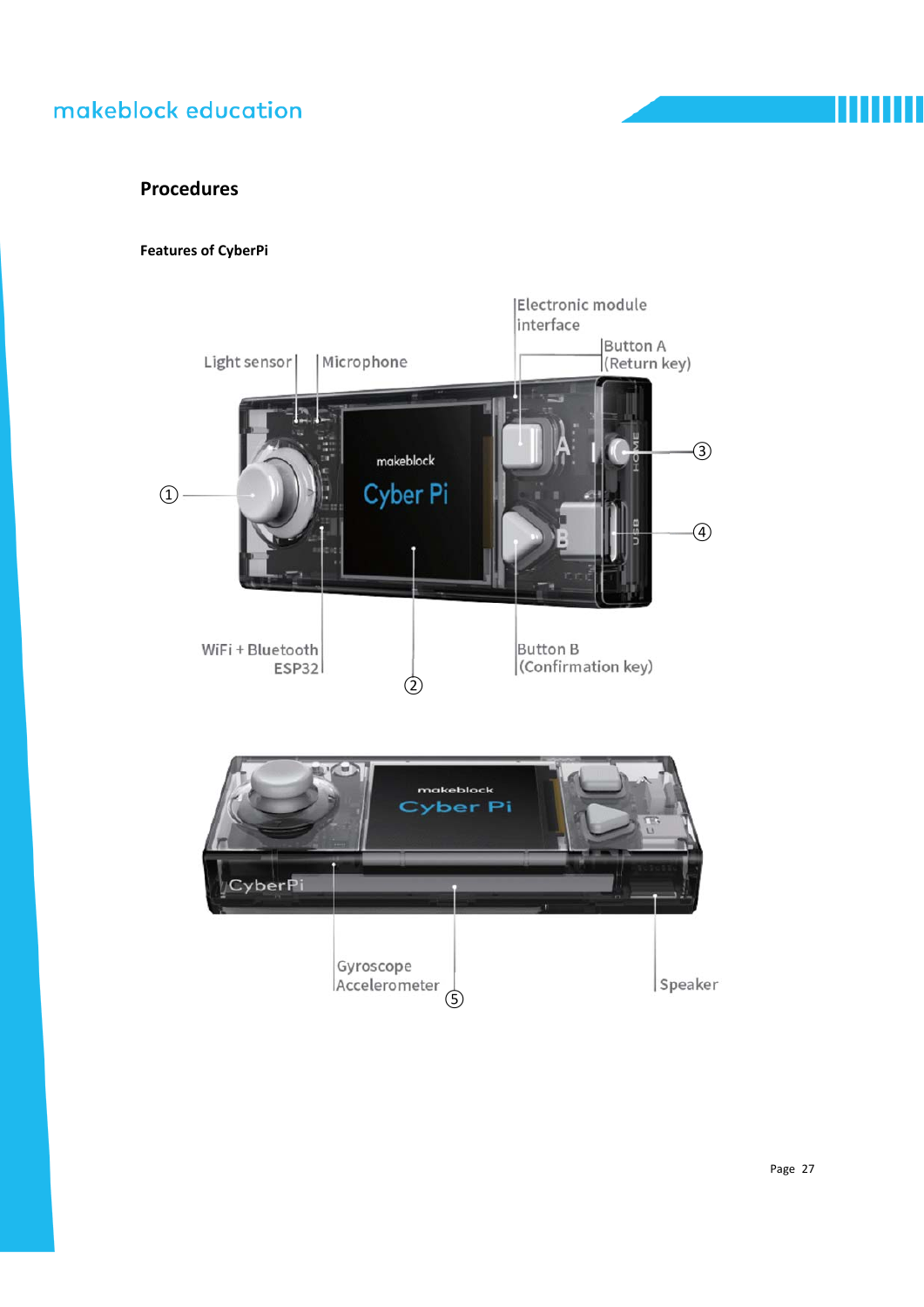## Procedures

**Features of CyberPi**

Light sensor

Microphone

Electronic module interface

Button A (Return key)

①

③

④

WiFi + Bluetooth ESP32

②

Button B (Confirmation key)

Gyroscope Accelerometer

⑤

Speaker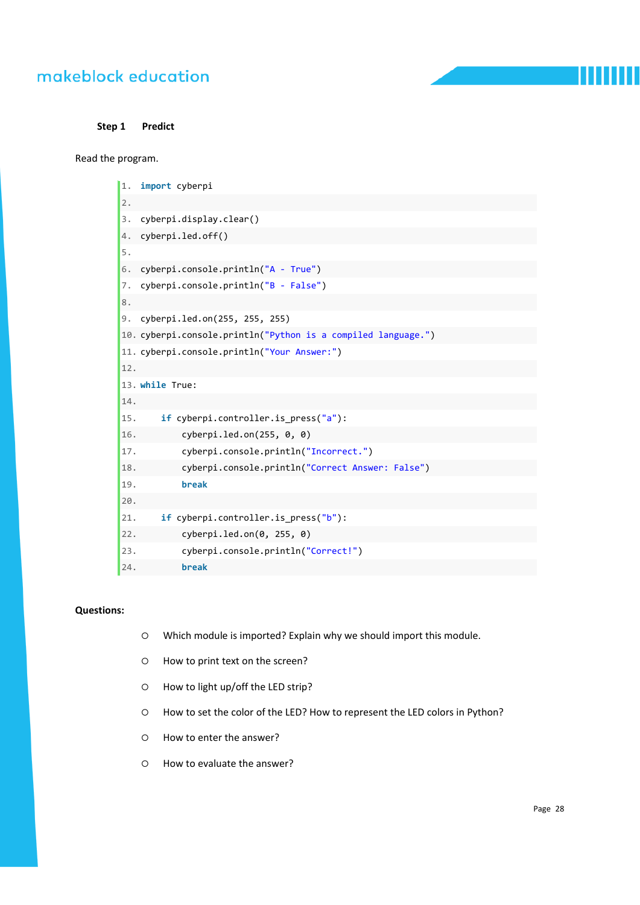**Step 1 Predict**

Read the program.

```
1.  import cyberpi
2.
3.  cyberpi.display.clear()
4.  cyberpi.led.off()
5.
6.  cyberpi.console.println("A - True")
7.  cyberpi.console.println("B - False")
8.
9.  cyberpi.led.on(255, 255, 255)
10. cyberpi.console.println("Python is a compiled language.")
11. cyberpi.console.println("Your Answer:")
12.
13. while True:
14.
15.     if cyberpi.controller.is_press("a"):
16.         cyberpi.led.on(255, 0, 0)
17.         cyberpi.console.println("Incorrect.")
18.         cyberpi.console.println("Correct Answer: False")
19.         break
20.
21.     if cyberpi.controller.is_press("b"):
22.         cyberpi.led.on(0, 255, 0)
23.         cyberpi.console.println("Correct!")
24.         break
```

**Questions:**

- Which module is imported? Explain why we should import this module.
- How to print text on the screen?
- How to light up/off the LED strip?
- How to set the color of the LED? How to represent the LED colors in Python?
- How to enter the answer?
- How to evaluate the answer?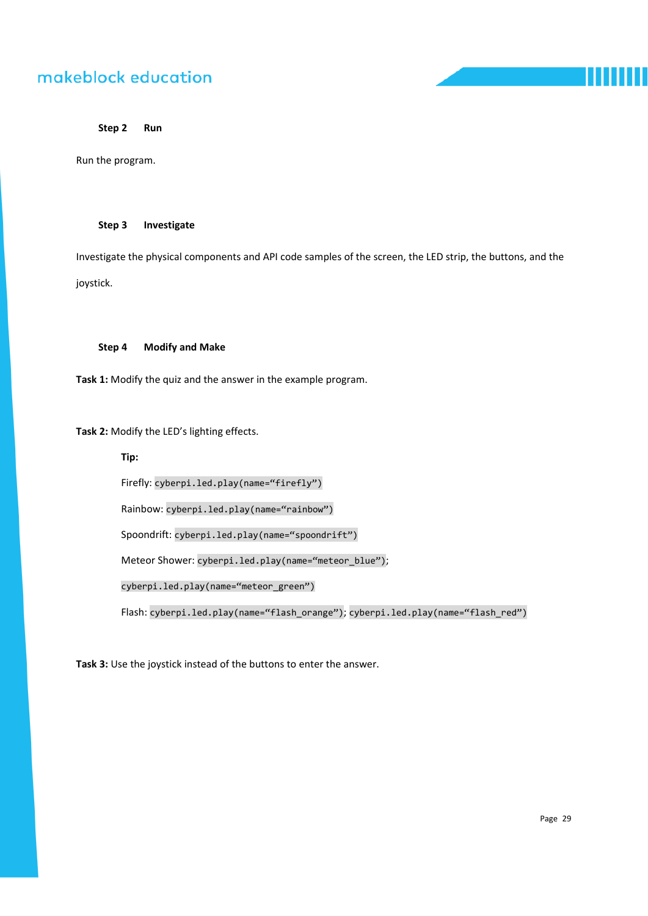**Step 2 Run**

Run the program.

**Step 3 Investigate**

Investigate the physical components and API code samples of the screen, the LED strip, the buttons, and the joystick.

**Step 4 Modify and Make**

**Task 1:** Modify the quiz and the answer in the example program.

**Task 2:** Modify the LED's lighting effects.

**Tip:**

Firefly: `cyberpi.led.play(name="firefly")`

Rainbow: `cyberpi.led.play(name="rainbow")`

Spoondrift: `cyberpi.led.play(name="spoondrift")`

Meteor Shower: `cyberpi.led.play(name="meteor_blue")`; `cyberpi.led.play(name="meteor_green")`

Flash: `cyberpi.led.play(name="flash_orange")`; `cyberpi.led.play(name="flash_red")`

**Task 3:** Use the joystick instead of the buttons to enter the answer.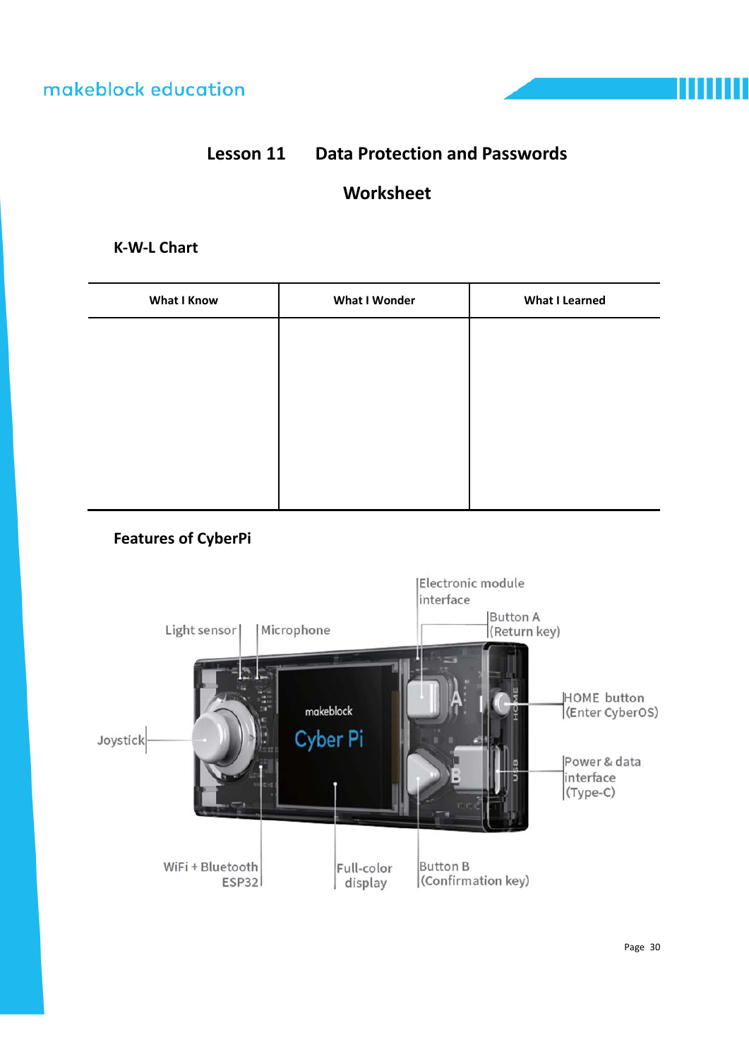# Lesson 11 Data Protection and Passwords

## Worksheet

### K-W-L Chart

| What I Know | What I Wonder | What I Learned |
|---|---|---|
| | | |

### Features of CyberPi

Electronic module interface

Button A (Return key)

Light sensor

Microphone

HOME button (Enter CyberOS)

Joystick

Power & data interface (Type-C)

WiFi + Bluetooth ESP32

Full-color display

Button B (Confirmation key)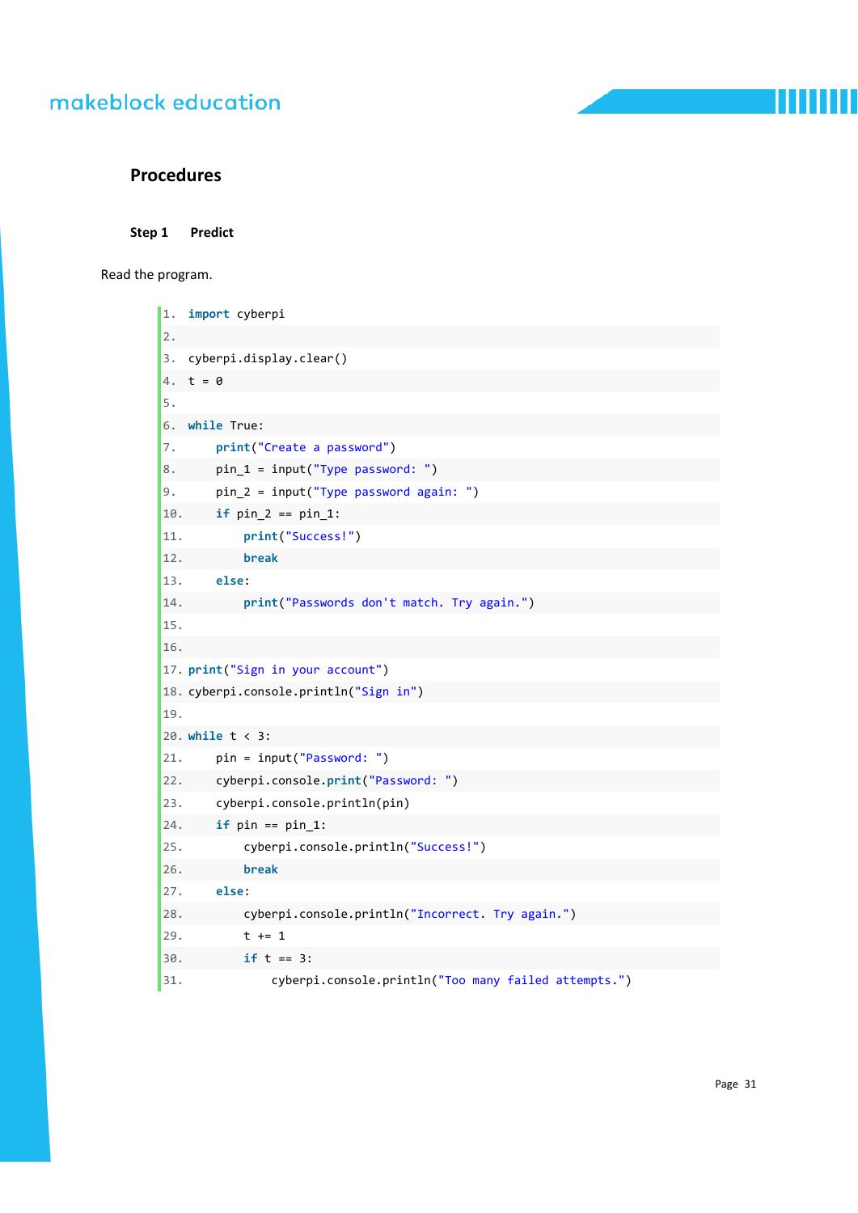## Procedures

### Step 1 Predict

Read the program.

```
1.  import cyberpi
2.
3.  cyberpi.display.clear()
4.  t = 0
5.
6.  while True:
7.      print("Create a password")
8.      pin_1 = input("Type password: ")
9.      pin_2 = input("Type password again: ")
10.     if pin_2 == pin_1:
11.         print("Success!")
12.         break
13.     else:
14.         print("Passwords don't match. Try again.")
15.
16.
17. print("Sign in your account")
18. cyberpi.console.println("Sign in")
19.
20. while t < 3:
21.     pin = input("Password: ")
22.     cyberpi.console.print("Password: ")
23.     cyberpi.console.println(pin)
24.     if pin == pin_1:
25.         cyberpi.console.println("Success!")
26.         break
27.     else:
28.         cyberpi.console.println("Incorrect. Try again.")
29.         t += 1
30.         if t == 3:
31.             cyberpi.console.println("Too many failed attempts.")
```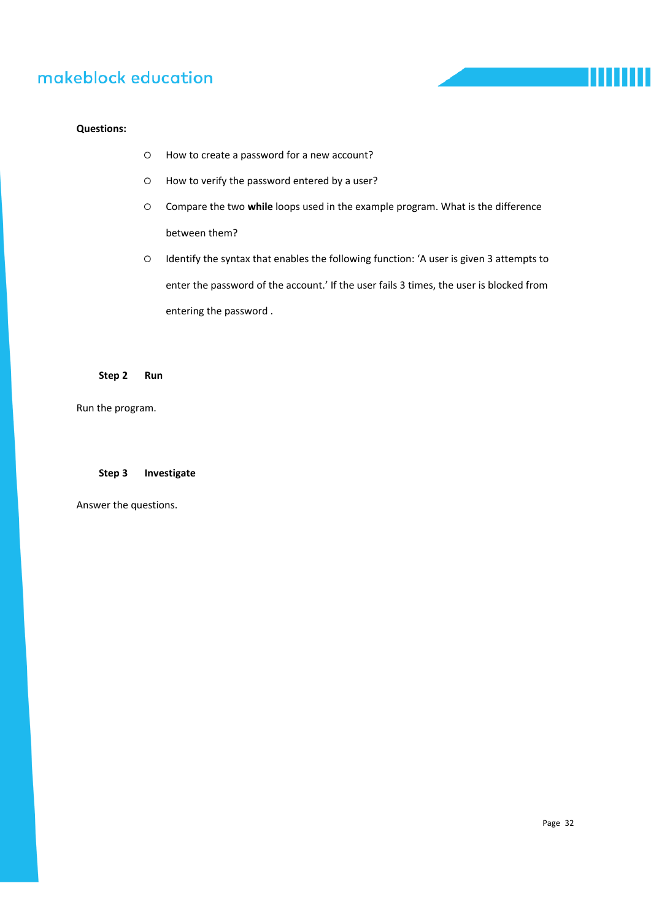**Questions:**

- How to create a password for a new account?
- How to verify the password entered by a user?
- Compare the two **while** loops used in the example program. What is the difference between them?
- Identify the syntax that enables the following function: 'A user is given 3 attempts to enter the password of the account.' If the user fails 3 times, the user is blocked from entering the password .

**Step 2 Run**

Run the program.

**Step 3 Investigate**

Answer the questions.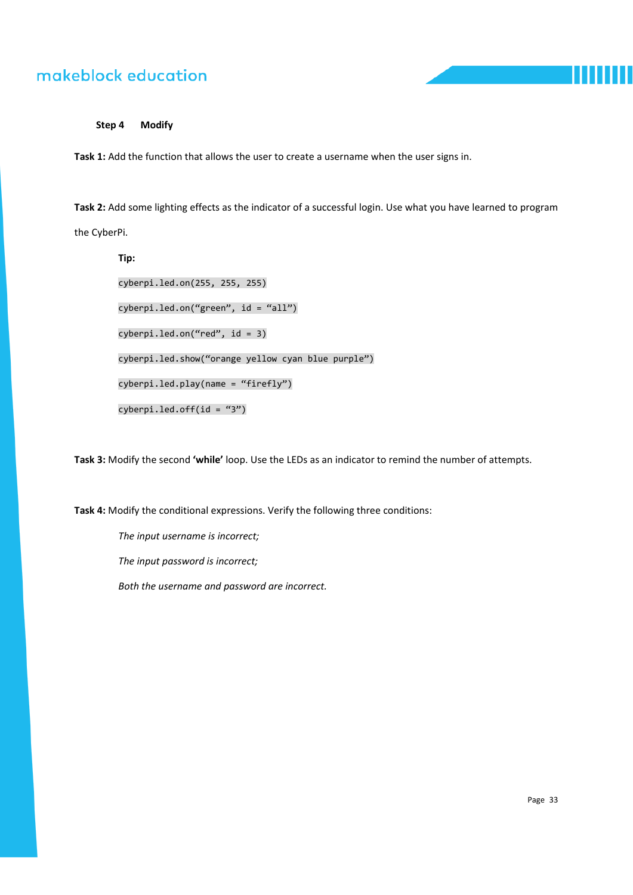**Step 4 Modify**

**Task 1:** Add the function that allows the user to create a username when the user signs in.

**Task 2:** Add some lighting effects as the indicator of a successful login. Use what you have learned to program the CyberPi.

**Tip:**

```
cyberpi.led.on(255, 255, 255)
```

```
cyberpi.led.on(“green”, id = “all”)
```

```
cyberpi.led.on(“red”, id = 3)
```

```
cyberpi.led.show(“orange yellow cyan blue purple”)
```

```
cyberpi.led.play(name = “firefly”)
```

```
cyberpi.led.off(id = “3”)
```

**Task 3:** Modify the second **‘while’** loop. Use the LEDs as an indicator to remind the number of attempts.

**Task 4:** Modify the conditional expressions. Verify the following three conditions:

*The input username is incorrect;*

*The input password is incorrect;*

*Both the username and password are incorrect.*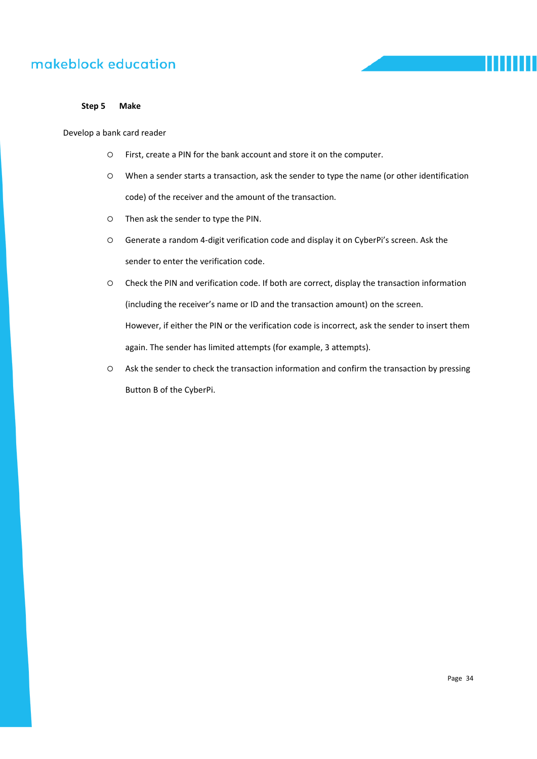**Step 5 Make**

Develop a bank card reader

- First, create a PIN for the bank account and store it on the computer.
- When a sender starts a transaction, ask the sender to type the name (or other identification code) of the receiver and the amount of the transaction.
- Then ask the sender to type the PIN.
- Generate a random 4-digit verification code and display it on CyberPi's screen. Ask the sender to enter the verification code.
- Check the PIN and verification code. If both are correct, display the transaction information (including the receiver's name or ID and the transaction amount) on the screen.

  However, if either the PIN or the verification code is incorrect, ask the sender to insert them again. The sender has limited attempts (for example, 3 attempts).
- Ask the sender to check the transaction information and confirm the transaction by pressing Button B of the CyberPi.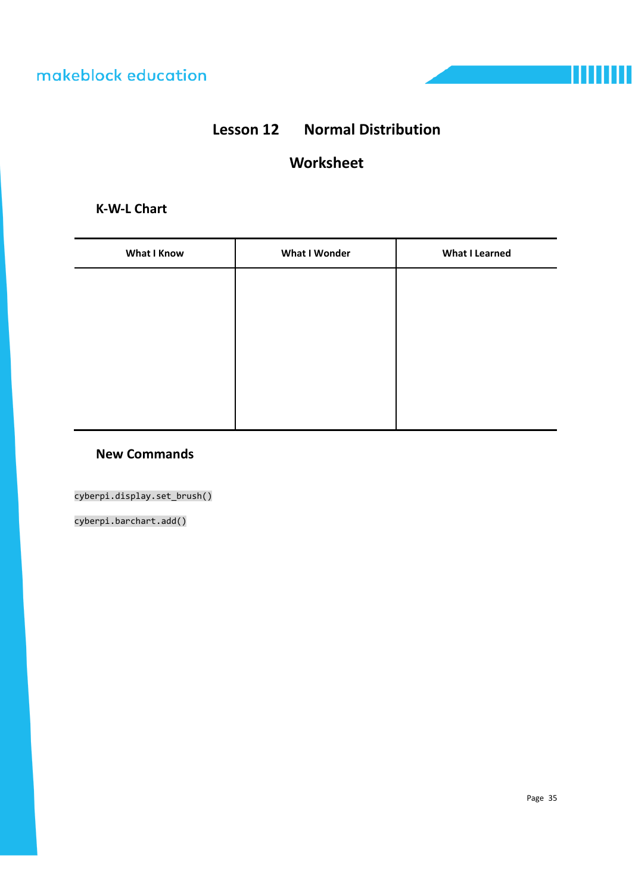# Lesson 12 Normal Distribution

## Worksheet

### K-W-L Chart

| What I Know | What I Wonder | What I Learned |
|---|---|---|
| | | |

### New Commands

`cyberpi.display.set_brush()`

`cyberpi.barchart.add()`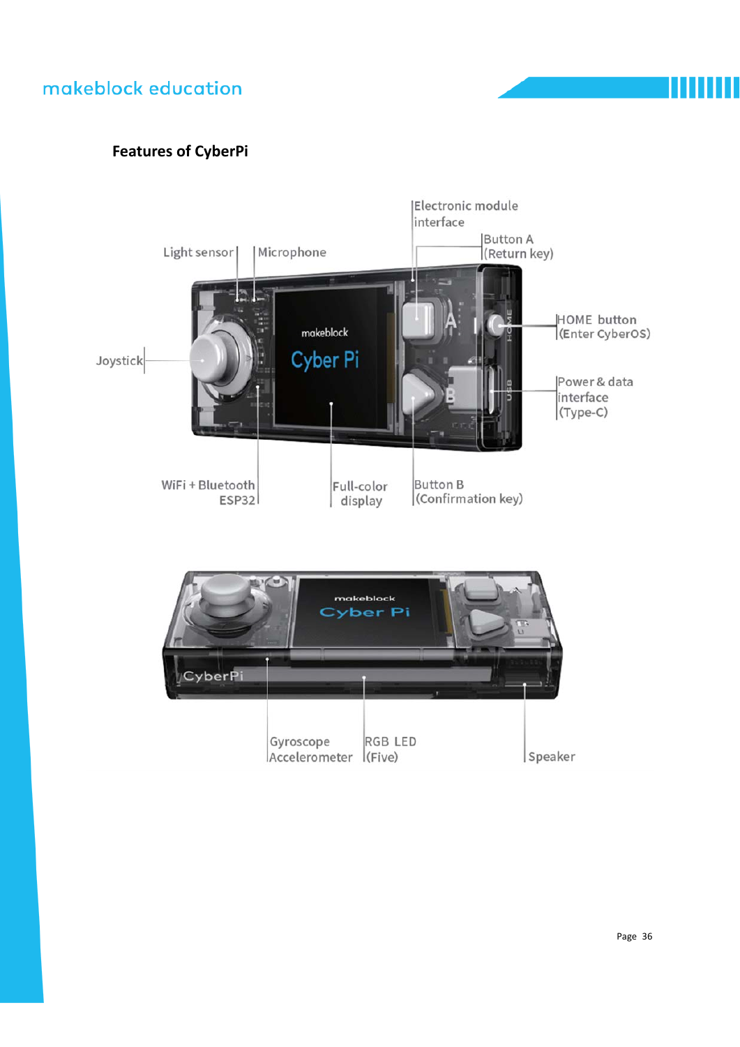**Features of CyberPi**

Electronic module interface

Button A (Return key)

Light sensor

Microphone

HOME button (Enter CyberOS)

Joystick

Power & data interface (Type-C)

WiFi + Bluetooth ESP32

Full-color display

Button B (Confirmation key)

Gyroscope Accelerometer

RGB LED (Five)

Speaker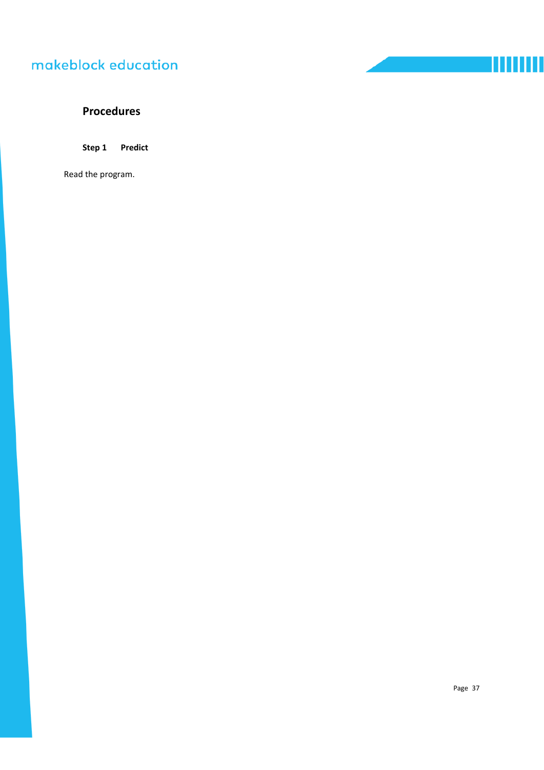## Procedures

**Step 1 Predict**

Read the program.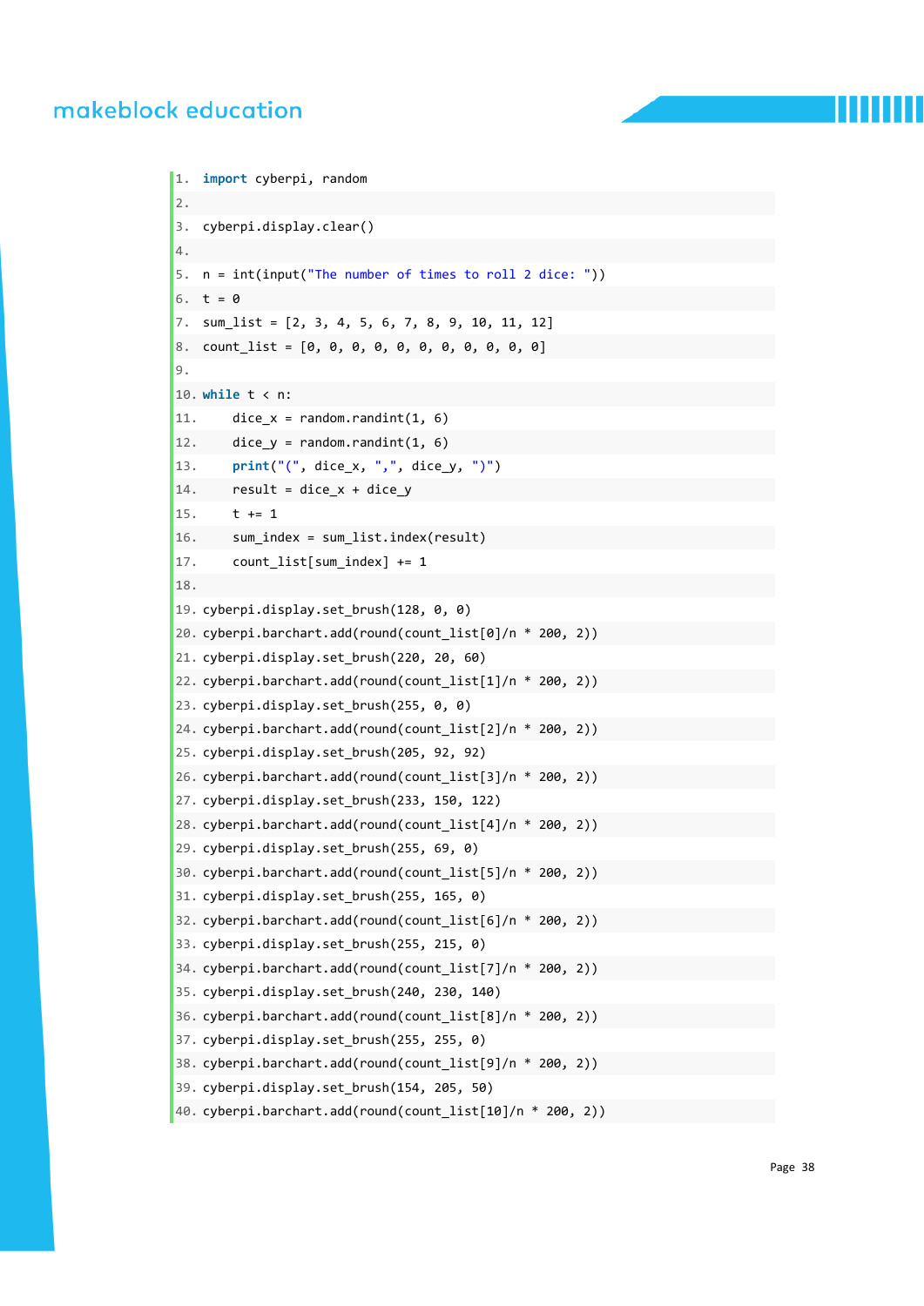```python
import cyberpi, random

cyberpi.display.clear()

n = int(input("The number of times to roll 2 dice: "))
t = 0
sum_list = [2, 3, 4, 5, 6, 7, 8, 9, 10, 11, 12]
count_list = [0, 0, 0, 0, 0, 0, 0, 0, 0, 0, 0]

while t < n:
    dice_x = random.randint(1, 6)
    dice_y = random.randint(1, 6)
    print("(", dice_x, ",", dice_y, ")")
    result = dice_x + dice_y
    t += 1
    sum_index = sum_list.index(result)
    count_list[sum_index] += 1

cyberpi.display.set_brush(128, 0, 0)
cyberpi.barchart.add(round(count_list[0]/n * 200, 2))
cyberpi.display.set_brush(220, 20, 60)
cyberpi.barchart.add(round(count_list[1]/n * 200, 2))
cyberpi.display.set_brush(255, 0, 0)
cyberpi.barchart.add(round(count_list[2]/n * 200, 2))
cyberpi.display.set_brush(205, 92, 92)
cyberpi.barchart.add(round(count_list[3]/n * 200, 2))
cyberpi.display.set_brush(233, 150, 122)
cyberpi.barchart.add(round(count_list[4]/n * 200, 2))
cyberpi.display.set_brush(255, 69, 0)
cyberpi.barchart.add(round(count_list[5]/n * 200, 2))
cyberpi.display.set_brush(255, 165, 0)
cyberpi.barchart.add(round(count_list[6]/n * 200, 2))
cyberpi.display.set_brush(255, 215, 0)
cyberpi.barchart.add(round(count_list[7]/n * 200, 2))
cyberpi.display.set_brush(240, 230, 140)
cyberpi.barchart.add(round(count_list[8]/n * 200, 2))
cyberpi.display.set_brush(255, 255, 0)
cyberpi.barchart.add(round(count_list[9]/n * 200, 2))
cyberpi.display.set_brush(154, 205, 50)
cyberpi.barchart.add(round(count_list[10]/n * 200, 2))
```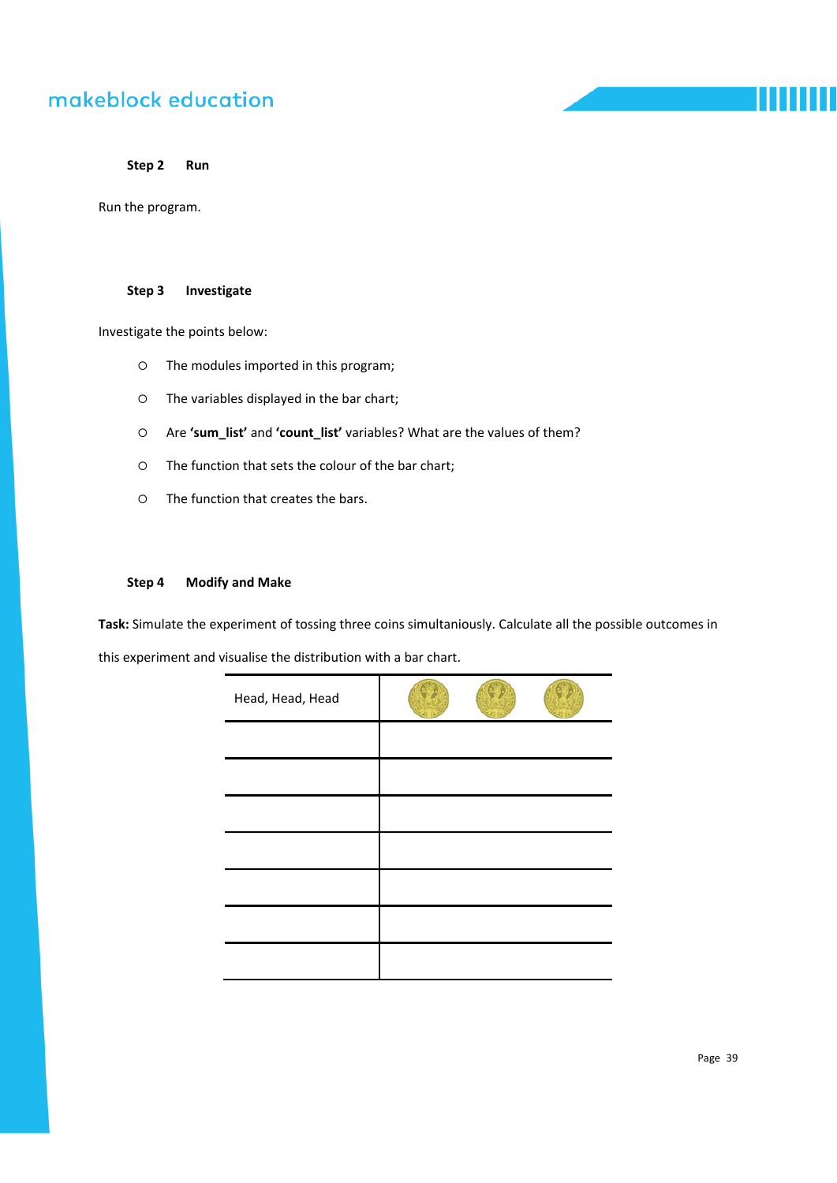**Step 2 Run**

Run the program.

**Step 3 Investigate**

Investigate the points below:

- The modules imported in this program;
- The variables displayed in the bar chart;
- Are **'sum_list'** and **'count_list'** variables? What are the values of them?
- The function that sets the colour of the bar chart;
- The function that creates the bars.

**Step 4 Modify and Make**

**Task:** Simulate the experiment of tossing three coins simultaniously. Calculate all the possible outcomes in this experiment and visualise the distribution with a bar chart.

| Head, Head, Head | |
|---|---|
| | |
| | |
| | |
| | |
| | |
| | |
| | |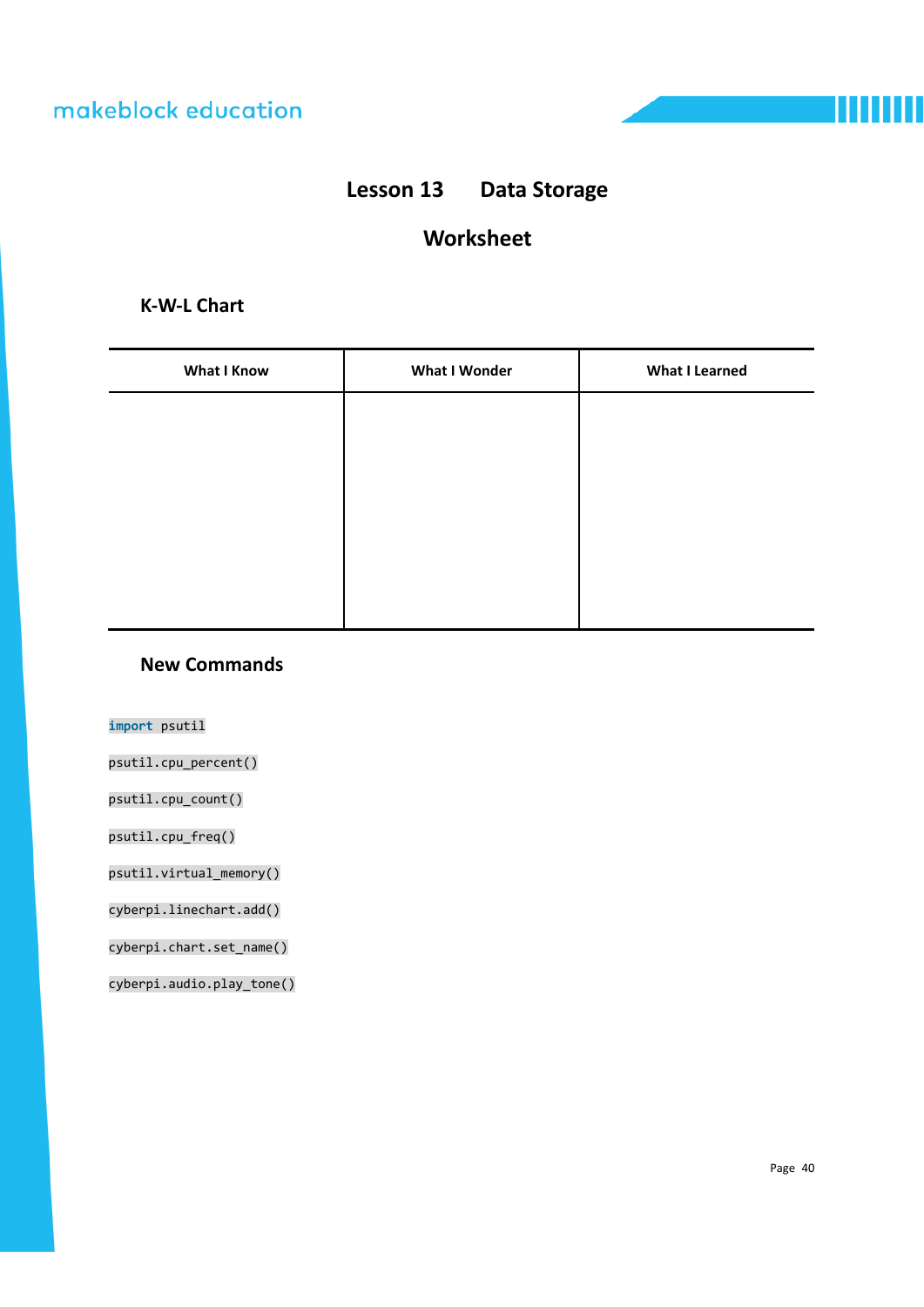# Lesson 13 Data Storage

## Worksheet

### K-W-L Chart

| What I Know | What I Wonder | What I Learned |
| --- | --- | --- |
| | | |

### New Commands

```
import psutil
```

```
psutil.cpu_percent()
```

```
psutil.cpu_count()
```

```
psutil.cpu_freq()
```

```
psutil.virtual_memory()
```

```
cyberpi.linechart.add()
```

```
cyberpi.chart.set_name()
```

```
cyberpi.audio.play_tone()
```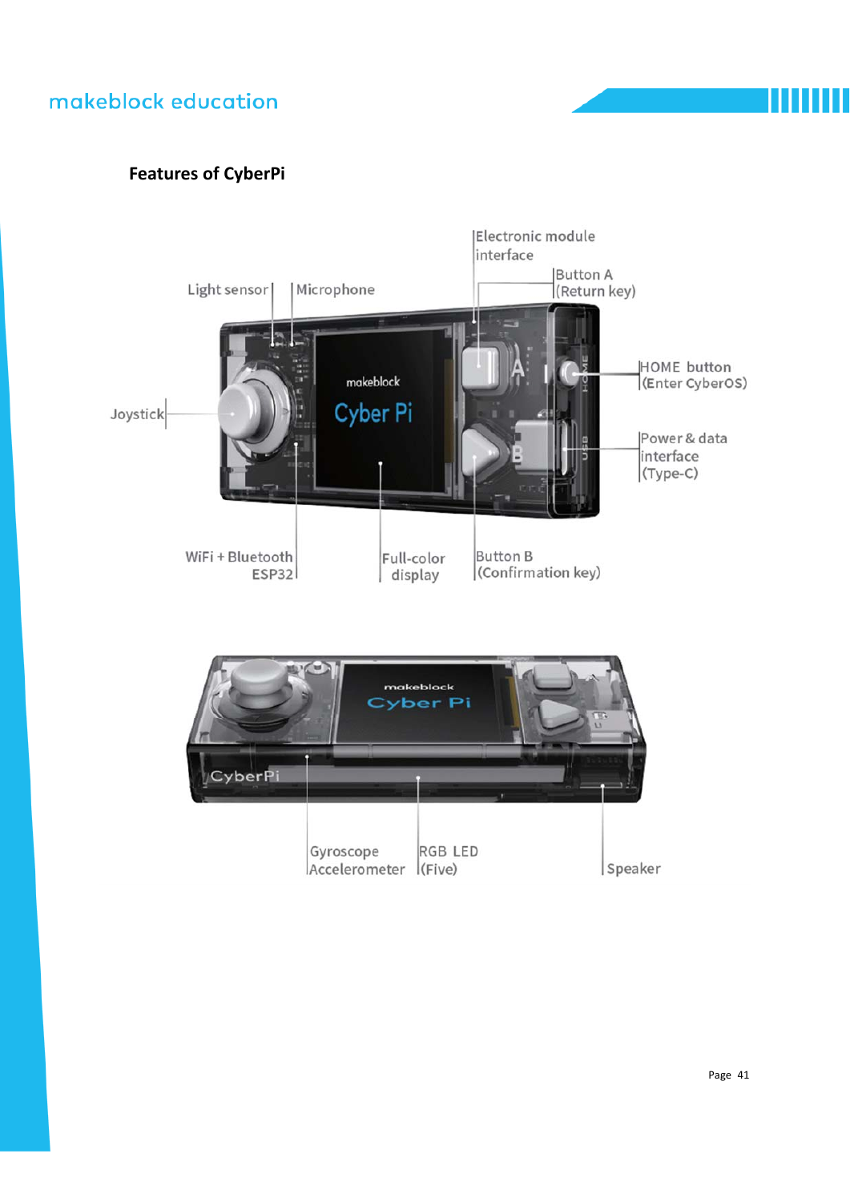**Features of CyberPi**

Light sensor

Microphone

Electronic module interface

Button A (Return key)

HOME button (Enter CyberOS)

Joystick

Power & data interface (Type-C)

WiFi + Bluetooth ESP32

Full-color display

Button B (Confirmation key)

Gyroscope Accelerometer

RGB LED (Five)

Speaker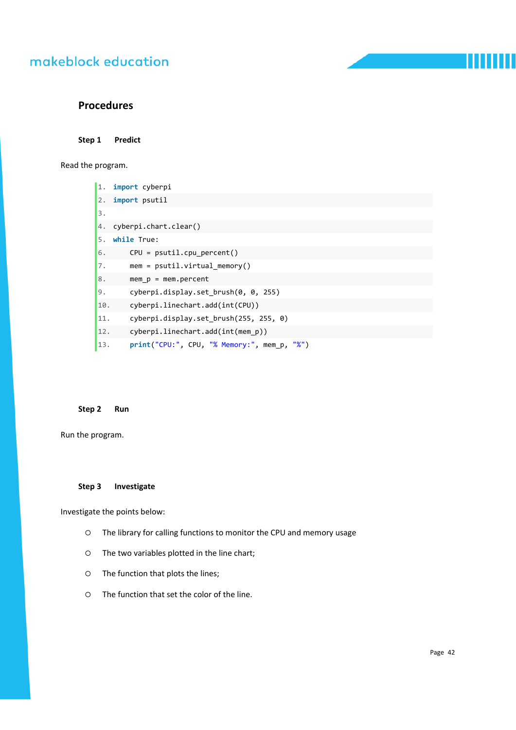## Procedures

**Step 1 Predict**

Read the program.

```
1.  import cyberpi
2.  import psutil
3.
4.  cyberpi.chart.clear()
5.  while True:
6.      CPU = psutil.cpu_percent()
7.      mem = psutil.virtual_memory()
8.      mem_p = mem.percent
9.      cyberpi.display.set_brush(0, 0, 255)
10.     cyberpi.linechart.add(int(CPU))
11.     cyberpi.display.set_brush(255, 255, 0)
12.     cyberpi.linechart.add(int(mem_p))
13.     print("CPU:", CPU, "% Memory:", mem_p, "%")
```

**Step 2 Run**

Run the program.

**Step 3 Investigate**

Investigate the points below:

- The library for calling functions to monitor the CPU and memory usage
- The two variables plotted in the line chart;
- The function that plots the lines;
- The function that set the color of the line.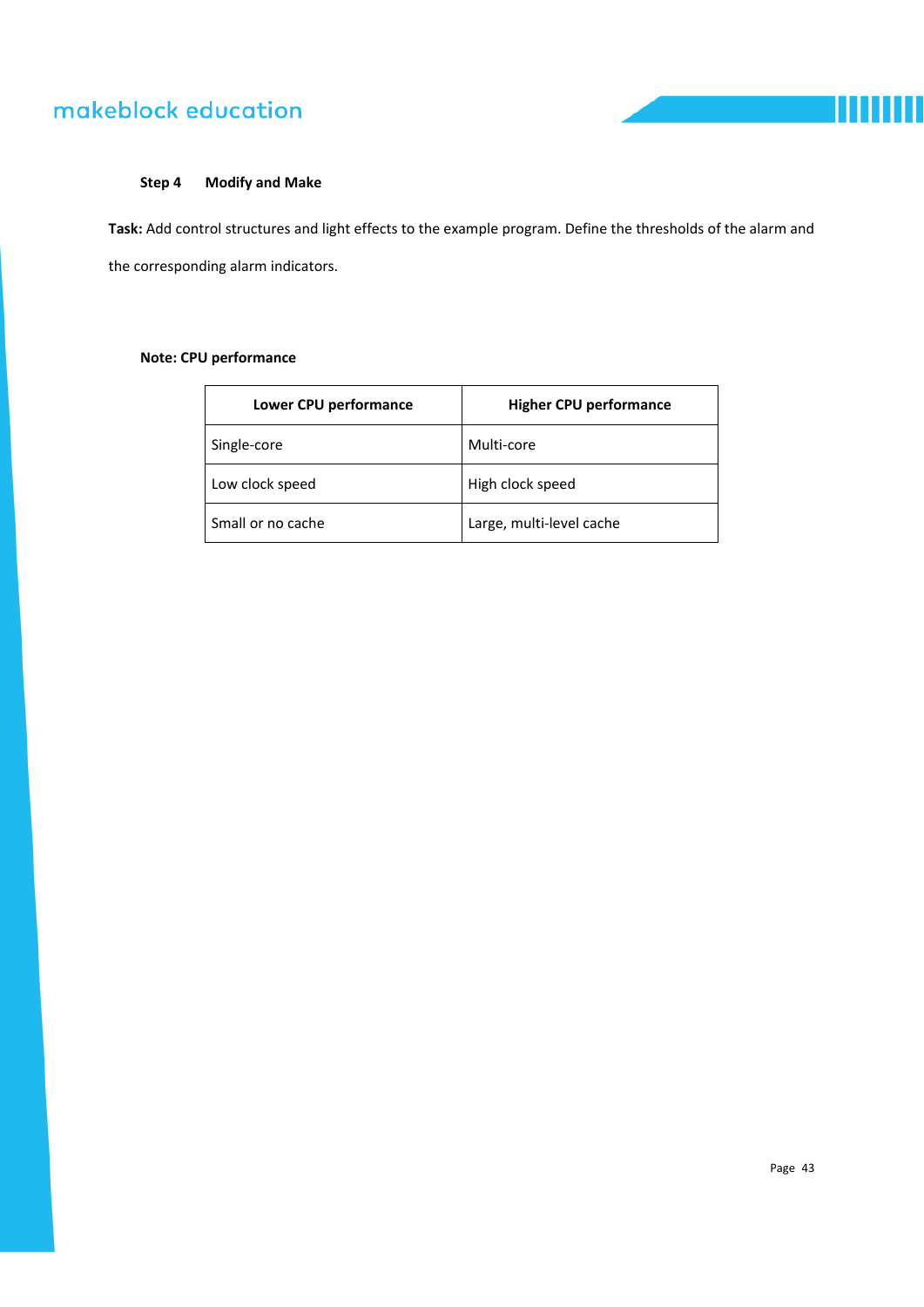### Step 4 Modify and Make

**Task:** Add control structures and light effects to the example program. Define the thresholds of the alarm and the corresponding alarm indicators.

**Note: CPU performance**

| Lower CPU performance | Higher CPU performance |
|---|---|
| Single-core | Multi-core |
| Low clock speed | High clock speed |
| Small or no cache | Large, multi-level cache |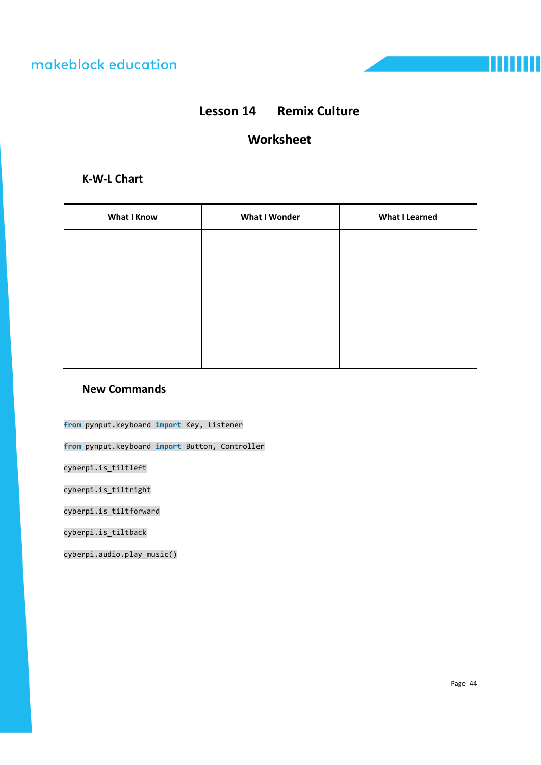# Lesson 14 Remix Culture

## Worksheet

### K-W-L Chart

| What I Know | What I Wonder | What I Learned |
| --- | --- | --- |
| | | |

### New Commands

```
from pynput.keyboard import Key, Listener
```

```
from pynput.keyboard import Button, Controller
```

```
cyberpi.is_tiltleft
```

```
cyberpi.is_tiltright
```

```
cyberpi.is_tiltforward
```

```
cyberpi.is_tiltback
```

```
cyberpi.audio.play_music()
```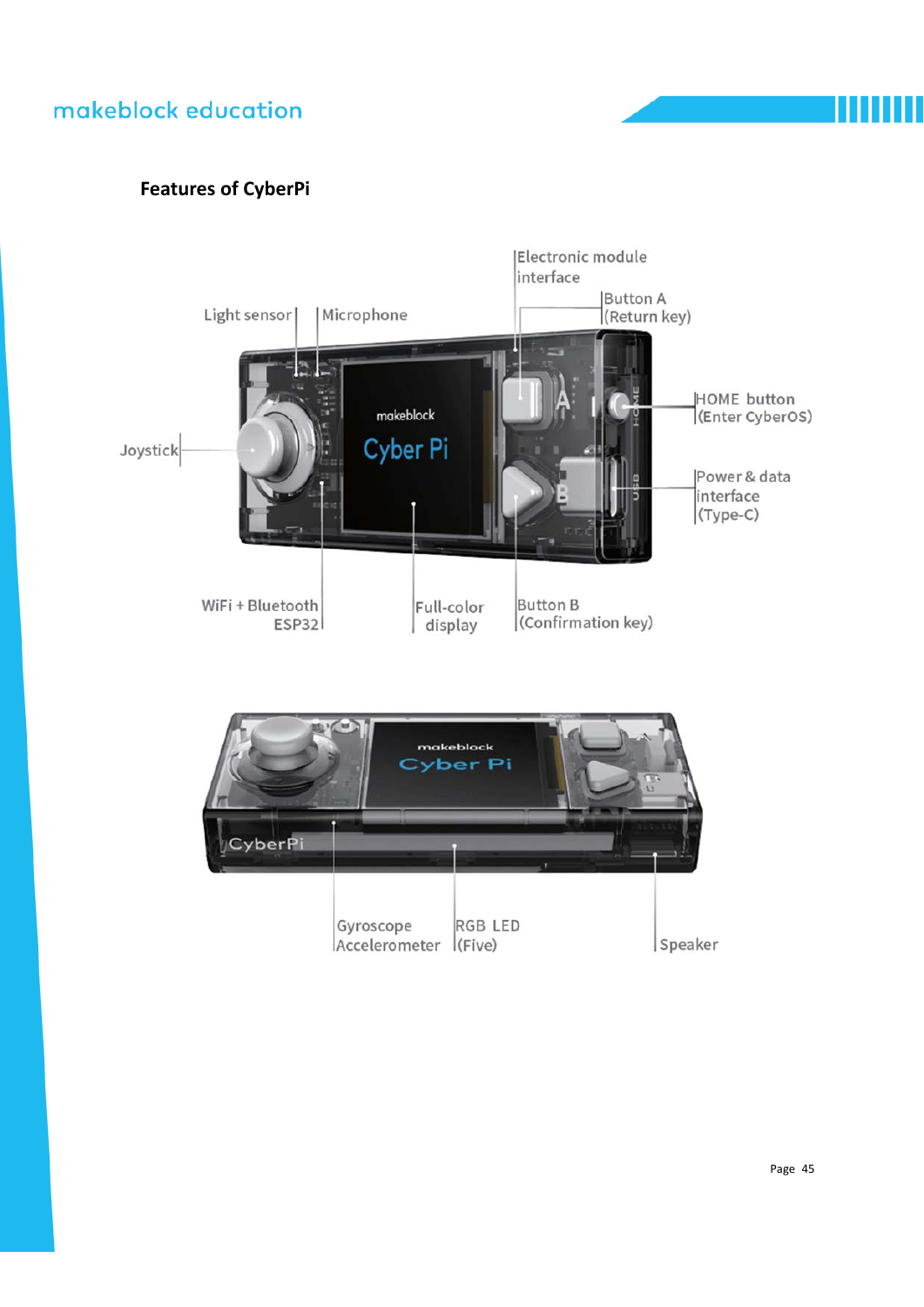**Features of CyberPi**

Electronic module interface

Button A (Return key)

Light sensor

Microphone

HOME button (Enter CyberOS)

Joystick

Power & data interface (Type-C)

WiFi + Bluetooth ESP32

Full-color display

Button B (Confirmation key)

Gyroscope Accelerometer

RGB LED (Five)

Speaker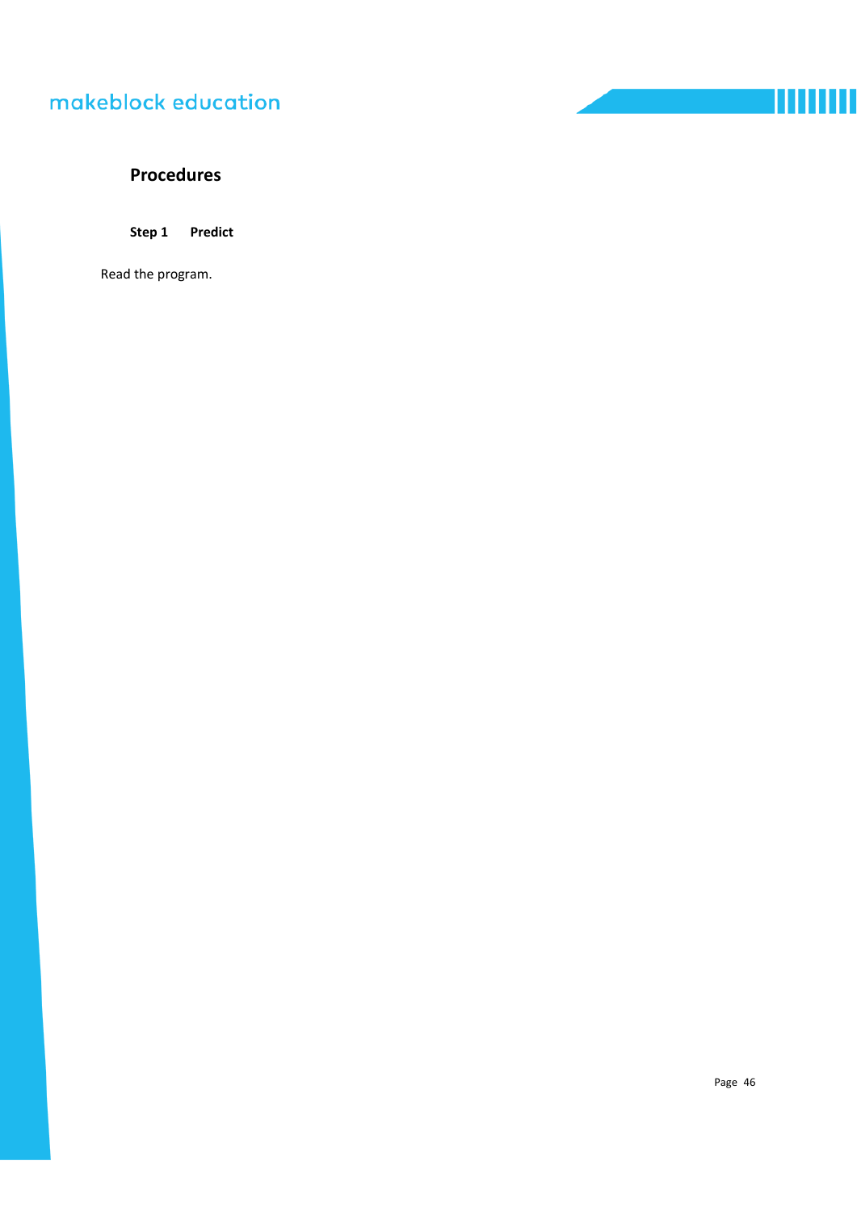## Procedures

### Step 1 Predict

Read the program.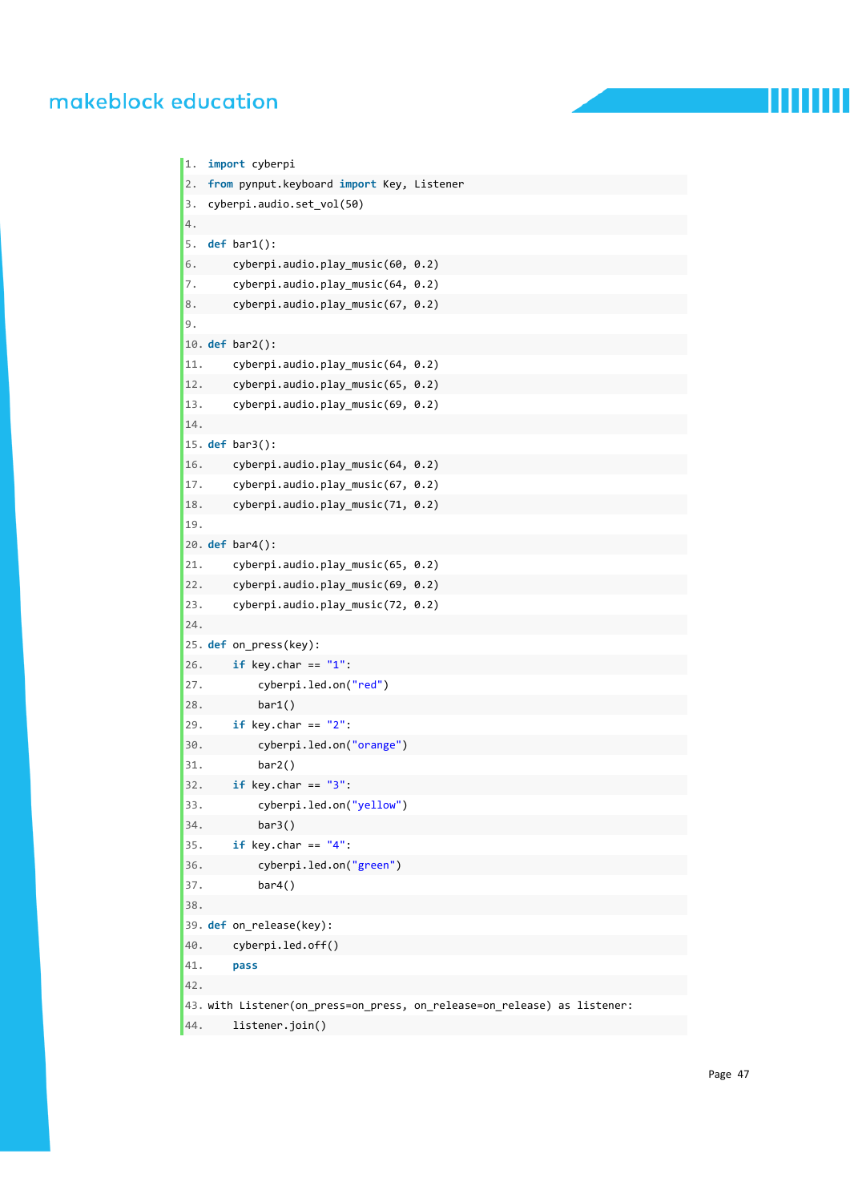```python
import cyberpi
from pynput.keyboard import Key, Listener
cyberpi.audio.set_vol(50)

def bar1():
    cyberpi.audio.play_music(60, 0.2)
    cyberpi.audio.play_music(64, 0.2)
    cyberpi.audio.play_music(67, 0.2)

def bar2():
    cyberpi.audio.play_music(64, 0.2)
    cyberpi.audio.play_music(65, 0.2)
    cyberpi.audio.play_music(69, 0.2)

def bar3():
    cyberpi.audio.play_music(64, 0.2)
    cyberpi.audio.play_music(67, 0.2)
    cyberpi.audio.play_music(71, 0.2)

def bar4():
    cyberpi.audio.play_music(65, 0.2)
    cyberpi.audio.play_music(69, 0.2)
    cyberpi.audio.play_music(72, 0.2)

def on_press(key):
    if key.char == "1":
        cyberpi.led.on("red")
        bar1()
    if key.char == "2":
        cyberpi.led.on("orange")
        bar2()
    if key.char == "3":
        cyberpi.led.on("yellow")
        bar3()
    if key.char == "4":
        cyberpi.led.on("green")
        bar4()

def on_release(key):
    cyberpi.led.off()
    pass

with Listener(on_press=on_press, on_release=on_release) as listener:
    listener.join()
```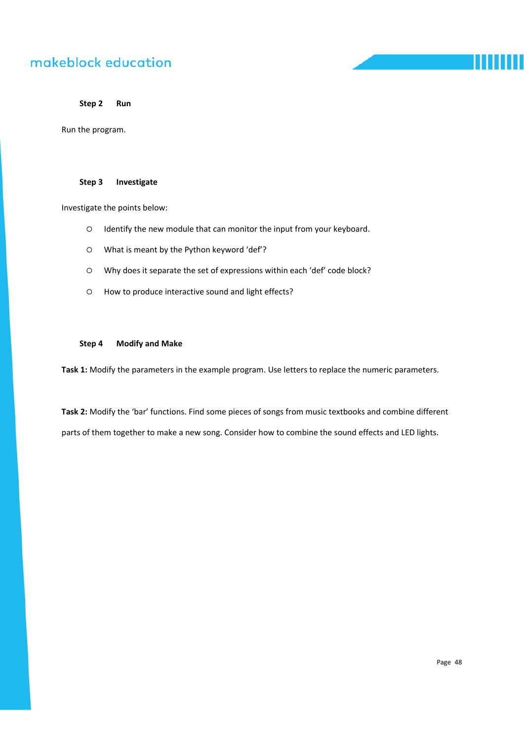### Step 2 Run

Run the program.

### Step 3 Investigate

Investigate the points below:

- Identify the new module that can monitor the input from your keyboard.
- What is meant by the Python keyword 'def'?
- Why does it separate the set of expressions within each 'def' code block?
- How to produce interactive sound and light effects?

### Step 4 Modify and Make

**Task 1:** Modify the parameters in the example program. Use letters to replace the numeric parameters.

**Task 2:** Modify the 'bar' functions. Find some pieces of songs from music textbooks and combine different parts of them together to make a new song. Consider how to combine the sound effects and LED lights.